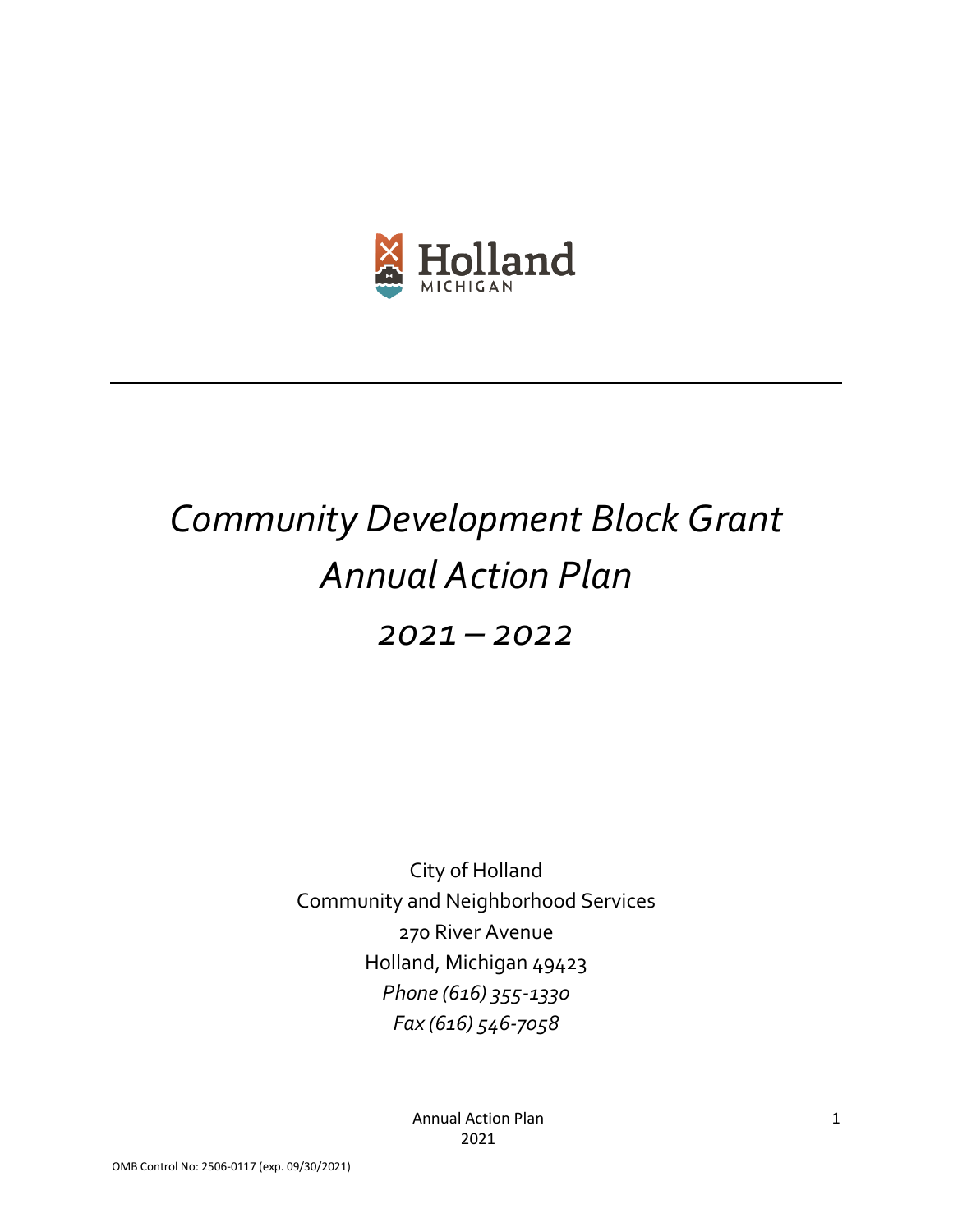Holland
MICHIGAN

# *Community Development Block Grant Annual Action Plan*

## *2021 – 2022*

City of Holland
Community and Neighborhood Services
270 River Avenue
Holland, Michigan 49423
*Phone (616) 355-1330*
*Fax (616) 546-7058*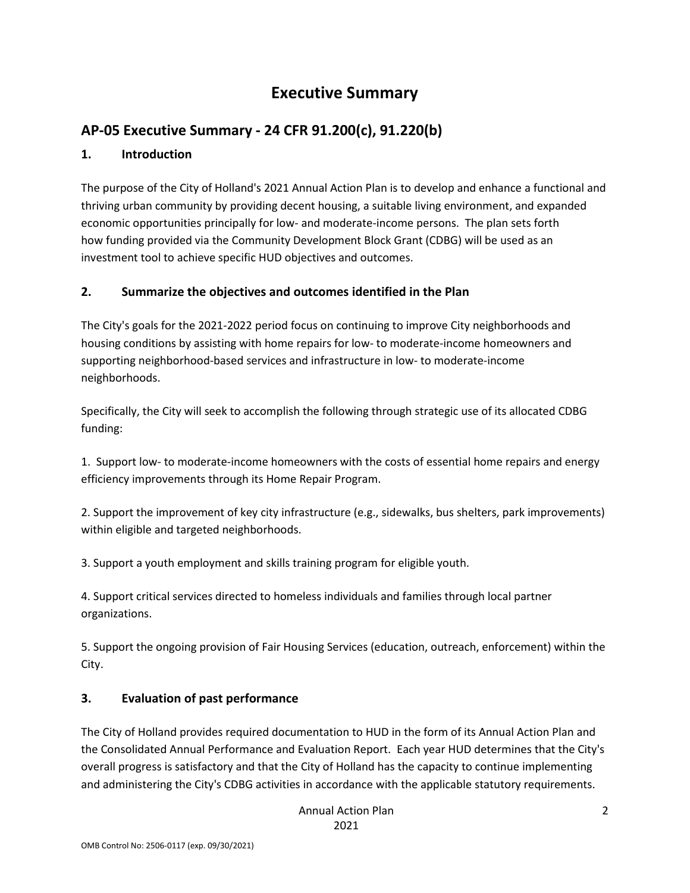# Executive Summary

## AP-05 Executive Summary - 24 CFR 91.200(c), 91.220(b)

### 1. Introduction

The purpose of the City of Holland's 2021 Annual Action Plan is to develop and enhance a functional and thriving urban community by providing decent housing, a suitable living environment, and expanded economic opportunities principally for low- and moderate-income persons. The plan sets forth how funding provided via the Community Development Block Grant (CDBG) will be used as an investment tool to achieve specific HUD objectives and outcomes.

### 2. Summarize the objectives and outcomes identified in the Plan

The City's goals for the 2021-2022 period focus on continuing to improve City neighborhoods and housing conditions by assisting with home repairs for low- to moderate-income homeowners and supporting neighborhood-based services and infrastructure in low- to moderate-income neighborhoods.

Specifically, the City will seek to accomplish the following through strategic use of its allocated CDBG funding:

1. Support low- to moderate-income homeowners with the costs of essential home repairs and energy efficiency improvements through its Home Repair Program.

2. Support the improvement of key city infrastructure (e.g., sidewalks, bus shelters, park improvements) within eligible and targeted neighborhoods.

3. Support a youth employment and skills training program for eligible youth.

4. Support critical services directed to homeless individuals and families through local partner organizations.

5. Support the ongoing provision of Fair Housing Services (education, outreach, enforcement) within the City.

### 3. Evaluation of past performance

The City of Holland provides required documentation to HUD in the form of its Annual Action Plan and the Consolidated Annual Performance and Evaluation Report. Each year HUD determines that the City's overall progress is satisfactory and that the City of Holland has the capacity to continue implementing and administering the City's CDBG activities in accordance with the applicable statutory requirements.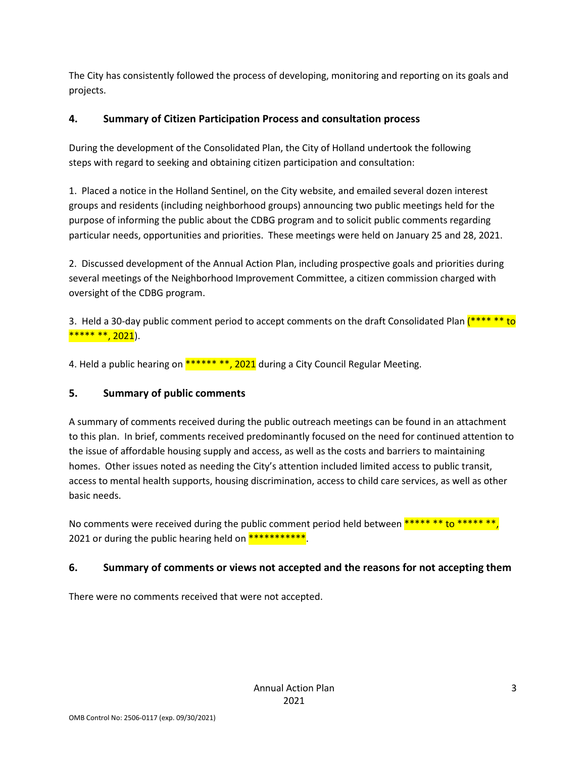The City has consistently followed the process of developing, monitoring and reporting on its goals and projects.

## 4. Summary of Citizen Participation Process and consultation process

During the development of the Consolidated Plan, the City of Holland undertook the following steps with regard to seeking and obtaining citizen participation and consultation:

1. Placed a notice in the Holland Sentinel, on the City website, and emailed several dozen interest groups and residents (including neighborhood groups) announcing two public meetings held for the purpose of informing the public about the CDBG program and to solicit public comments regarding particular needs, opportunities and priorities. These meetings were held on January 25 and 28, 2021.

2. Discussed development of the Annual Action Plan, including prospective goals and priorities during several meetings of the Neighborhood Improvement Committee, a citizen commission charged with oversight of the CDBG program.

3. Held a 30-day public comment period to accept comments on the draft Consolidated Plan (**** ** to ***** **, 2021).

4. Held a public hearing on ****** **, 2021 during a City Council Regular Meeting.

## 5. Summary of public comments

A summary of comments received during the public outreach meetings can be found in an attachment to this plan. In brief, comments received predominantly focused on the need for continued attention to the issue of affordable housing supply and access, as well as the costs and barriers to maintaining homes. Other issues noted as needing the City's attention included limited access to public transit, access to mental health supports, housing discrimination, access to child care services, as well as other basic needs.

No comments were received during the public comment period held between ***** ** to ***** **, 2021 or during the public hearing held on ***********.

## 6. Summary of comments or views not accepted and the reasons for not accepting them

There were no comments received that were not accepted.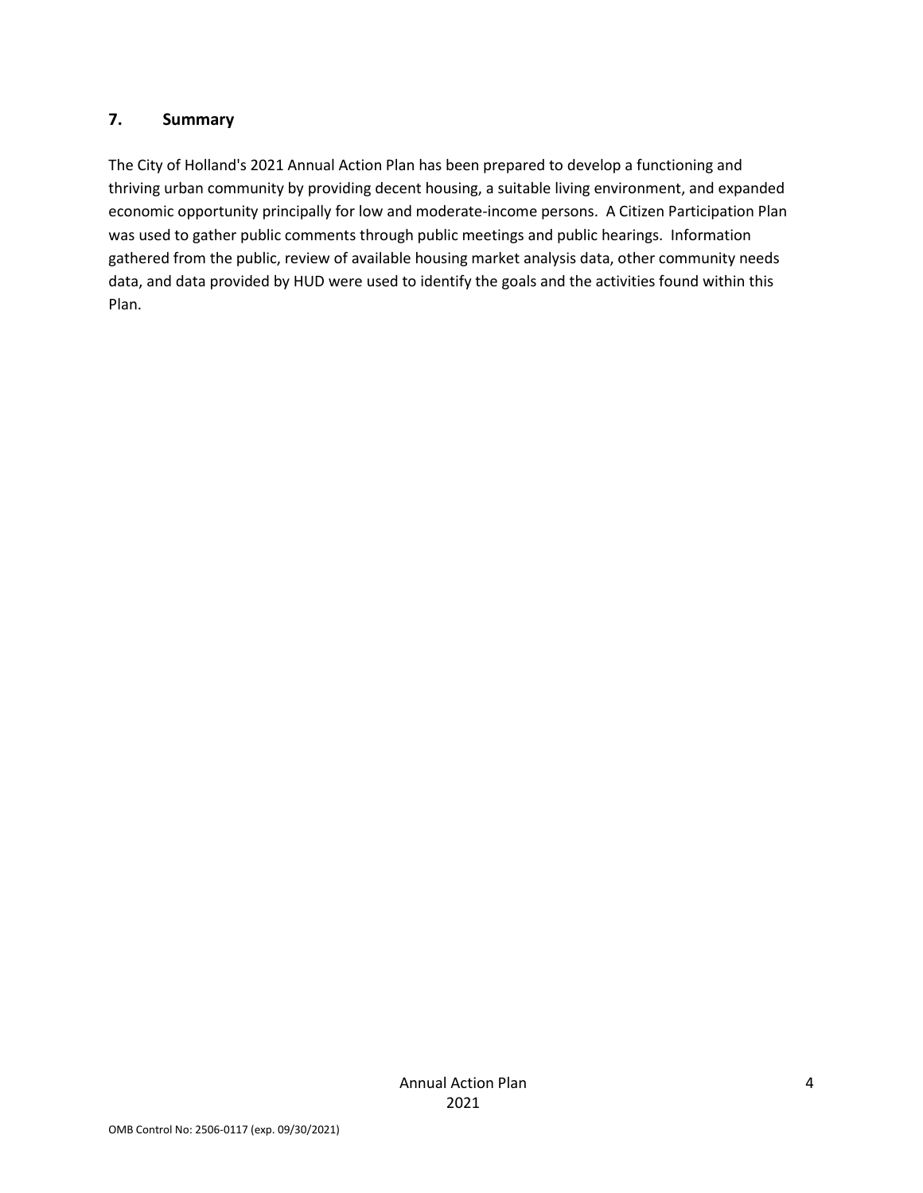## 7. Summary

The City of Holland's 2021 Annual Action Plan has been prepared to develop a functioning and thriving urban community by providing decent housing, a suitable living environment, and expanded economic opportunity principally for low and moderate-income persons. A Citizen Participation Plan was used to gather public comments through public meetings and public hearings. Information gathered from the public, review of available housing market analysis data, other community needs data, and data provided by HUD were used to identify the goals and the activities found within this Plan.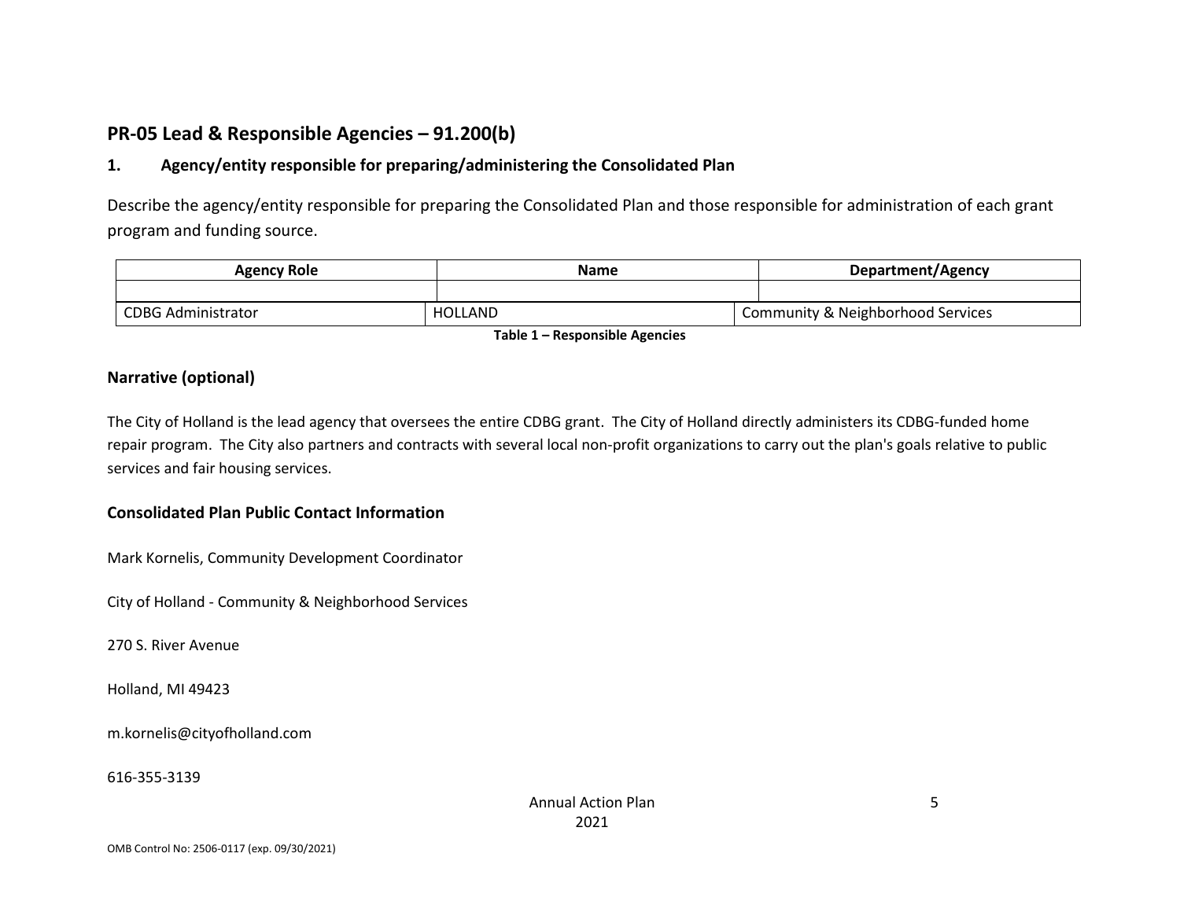## PR-05 Lead & Responsible Agencies – 91.200(b)

### 1. Agency/entity responsible for preparing/administering the Consolidated Plan

Describe the agency/entity responsible for preparing the Consolidated Plan and those responsible for administration of each grant program and funding source.

| Agency Role | Name | Department/Agency |
|---|---|---|
| | | |
| CDBG Administrator | HOLLAND | Community & Neighborhood Services |

**Table 1 – Responsible Agencies**

### Narrative (optional)

The City of Holland is the lead agency that oversees the entire CDBG grant. The City of Holland directly administers its CDBG-funded home repair program. The City also partners and contracts with several local non-profit organizations to carry out the plan's goals relative to public services and fair housing services.

### Consolidated Plan Public Contact Information

Mark Kornelis, Community Development Coordinator

City of Holland - Community & Neighborhood Services

270 S. River Avenue

Holland, MI 49423

m.kornelis@cityofholland.com

616-355-3139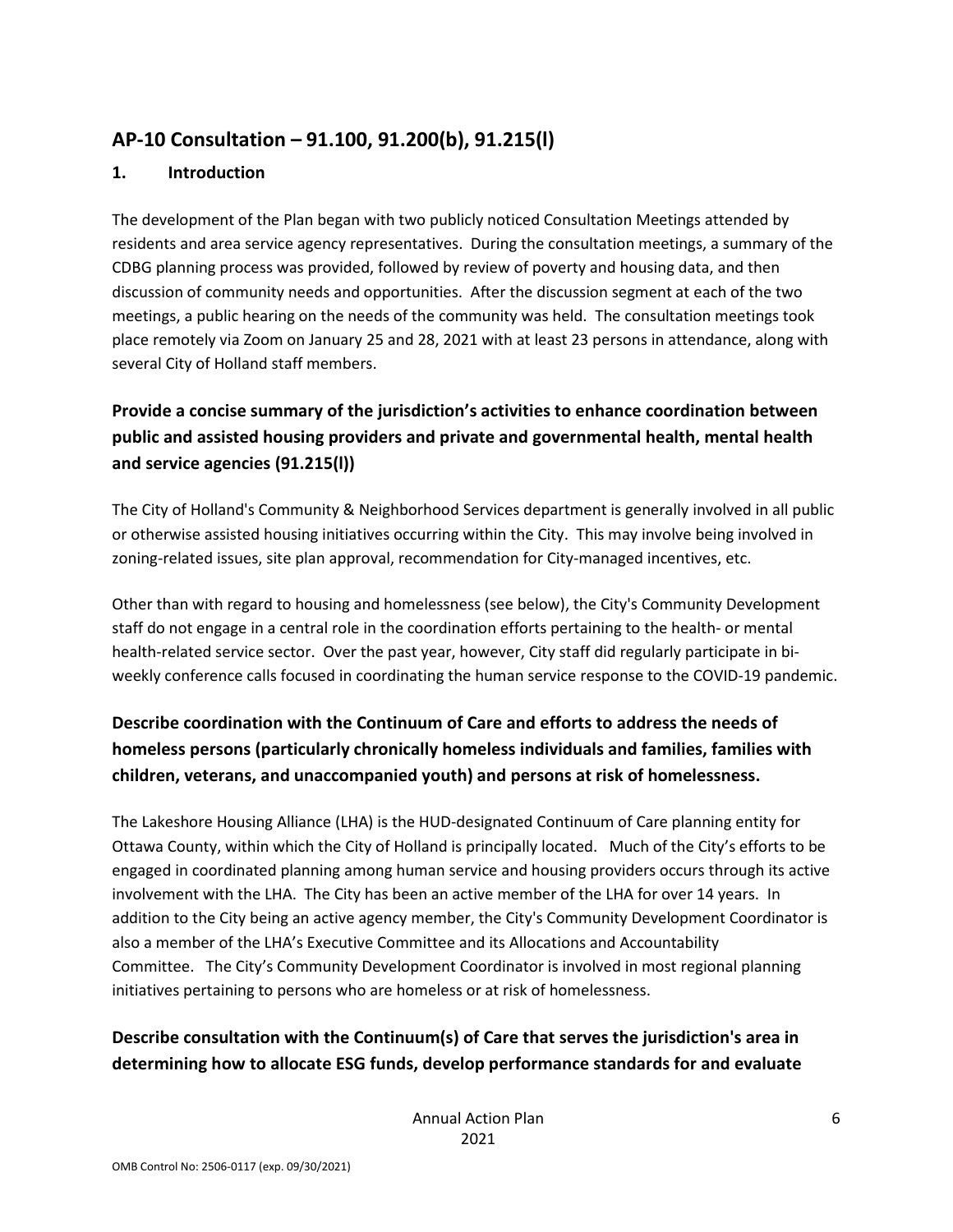## AP-10 Consultation – 91.100, 91.200(b), 91.215(l)

### 1. Introduction

The development of the Plan began with two publicly noticed Consultation Meetings attended by residents and area service agency representatives. During the consultation meetings, a summary of the CDBG planning process was provided, followed by review of poverty and housing data, and then discussion of community needs and opportunities. After the discussion segment at each of the two meetings, a public hearing on the needs of the community was held. The consultation meetings took place remotely via Zoom on January 25 and 28, 2021 with at least 23 persons in attendance, along with several City of Holland staff members.

### Provide a concise summary of the jurisdiction's activities to enhance coordination between public and assisted housing providers and private and governmental health, mental health and service agencies (91.215(l))

The City of Holland's Community & Neighborhood Services department is generally involved in all public or otherwise assisted housing initiatives occurring within the City. This may involve being involved in zoning-related issues, site plan approval, recommendation for City-managed incentives, etc.

Other than with regard to housing and homelessness (see below), the City's Community Development staff do not engage in a central role in the coordination efforts pertaining to the health- or mental health-related service sector. Over the past year, however, City staff did regularly participate in bi-weekly conference calls focused in coordinating the human service response to the COVID-19 pandemic.

### Describe coordination with the Continuum of Care and efforts to address the needs of homeless persons (particularly chronically homeless individuals and families, families with children, veterans, and unaccompanied youth) and persons at risk of homelessness.

The Lakeshore Housing Alliance (LHA) is the HUD-designated Continuum of Care planning entity for Ottawa County, within which the City of Holland is principally located. Much of the City's efforts to be engaged in coordinated planning among human service and housing providers occurs through its active involvement with the LHA. The City has been an active member of the LHA for over 14 years. In addition to the City being an active agency member, the City's Community Development Coordinator is also a member of the LHA's Executive Committee and its Allocations and Accountability Committee. The City's Community Development Coordinator is involved in most regional planning initiatives pertaining to persons who are homeless or at risk of homelessness.

### Describe consultation with the Continuum(s) of Care that serves the jurisdiction's area in determining how to allocate ESG funds, develop performance standards for and evaluate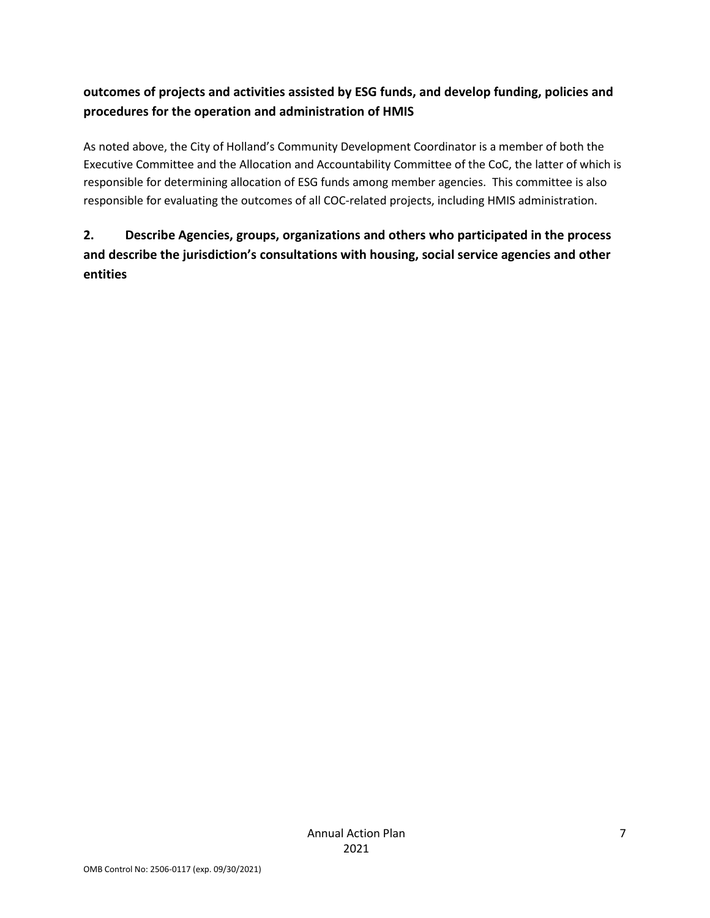**outcomes of projects and activities assisted by ESG funds, and develop funding, policies and procedures for the operation and administration of HMIS**

As noted above, the City of Holland's Community Development Coordinator is a member of both the Executive Committee and the Allocation and Accountability Committee of the CoC, the latter of which is responsible for determining allocation of ESG funds among member agencies. This committee is also responsible for evaluating the outcomes of all COC-related projects, including HMIS administration.

## 2. Describe Agencies, groups, organizations and others who participated in the process and describe the jurisdiction's consultations with housing, social service agencies and other entities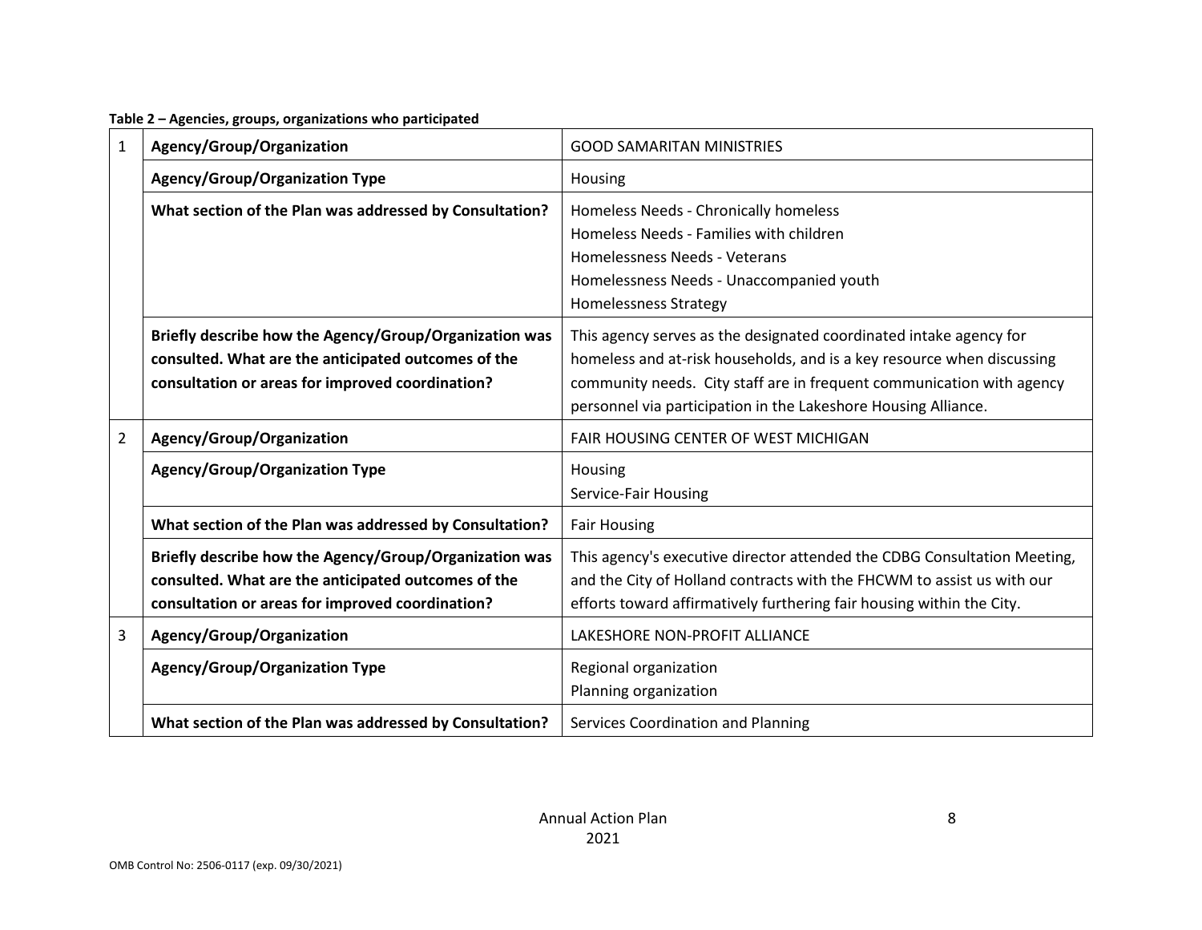**Table 2 – Agencies, groups, organizations who participated**

| | | |
|---|---|---|
| 1 | **Agency/Group/Organization** | GOOD SAMARITAN MINISTRIES |
| | **Agency/Group/Organization Type** | Housing |
| | **What section of the Plan was addressed by Consultation?** | Homeless Needs - Chronically homeless<br>Homeless Needs - Families with children<br>Homelessness Needs - Veterans<br>Homelessness Needs - Unaccompanied youth<br>Homelessness Strategy |
| | **Briefly describe how the Agency/Group/Organization was consulted. What are the anticipated outcomes of the consultation or areas for improved coordination?** | This agency serves as the designated coordinated intake agency for homeless and at-risk households, and is a key resource when discussing community needs. City staff are in frequent communication with agency personnel via participation in the Lakeshore Housing Alliance. |
| 2 | **Agency/Group/Organization** | FAIR HOUSING CENTER OF WEST MICHIGAN |
| | **Agency/Group/Organization Type** | Housing<br>Service-Fair Housing |
| | **What section of the Plan was addressed by Consultation?** | Fair Housing |
| | **Briefly describe how the Agency/Group/Organization was consulted. What are the anticipated outcomes of the consultation or areas for improved coordination?** | This agency's executive director attended the CDBG Consultation Meeting, and the City of Holland contracts with the FHCWM to assist us with our efforts toward affirmatively furthering fair housing within the City. |
| 3 | **Agency/Group/Organization** | LAKESHORE NON-PROFIT ALLIANCE |
| | **Agency/Group/Organization Type** | Regional organization<br>Planning organization |
| | **What section of the Plan was addressed by Consultation?** | Services Coordination and Planning |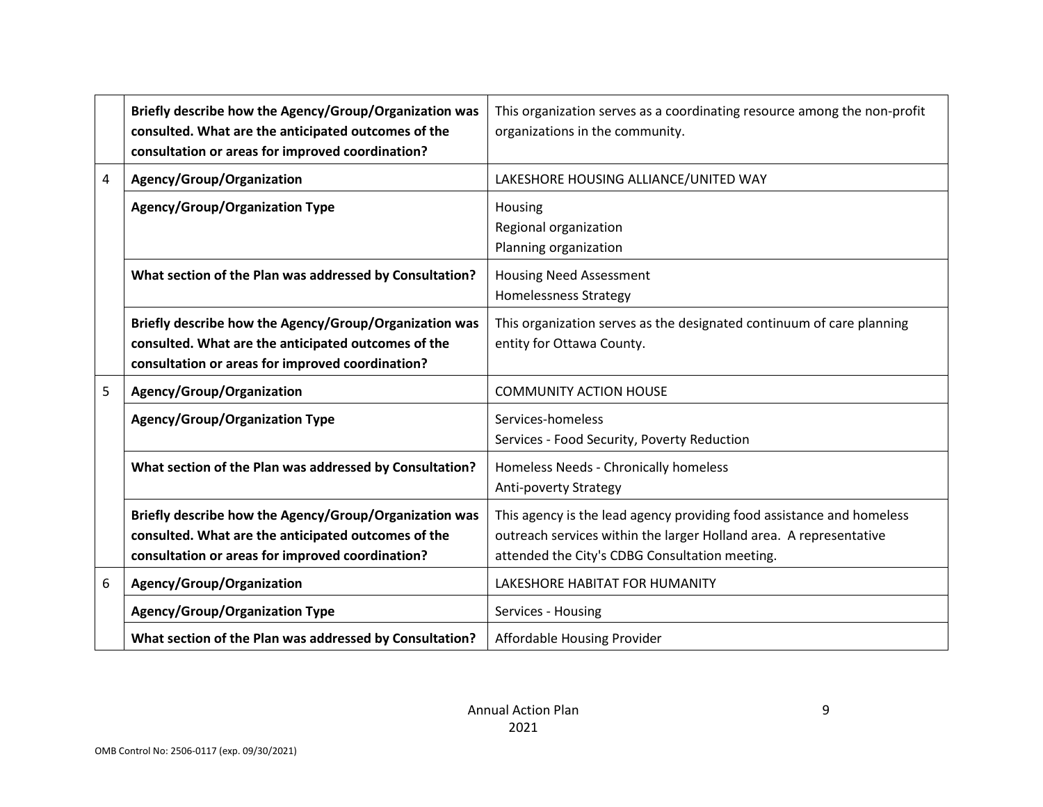| | | |
|---|---|---|
| | **Briefly describe how the Agency/Group/Organization was consulted. What are the anticipated outcomes of the consultation or areas for improved coordination?** | This organization serves as a coordinating resource among the non-profit organizations in the community. |
| 4 | **Agency/Group/Organization** | LAKESHORE HOUSING ALLIANCE/UNITED WAY |
| | **Agency/Group/Organization Type** | Housing<br>Regional organization<br>Planning organization |
| | **What section of the Plan was addressed by Consultation?** | Housing Need Assessment<br>Homelessness Strategy |
| | **Briefly describe how the Agency/Group/Organization was consulted. What are the anticipated outcomes of the consultation or areas for improved coordination?** | This organization serves as the designated continuum of care planning entity for Ottawa County. |
| 5 | **Agency/Group/Organization** | COMMUNITY ACTION HOUSE |
| | **Agency/Group/Organization Type** | Services-homeless<br>Services - Food Security, Poverty Reduction |
| | **What section of the Plan was addressed by Consultation?** | Homeless Needs - Chronically homeless<br>Anti-poverty Strategy |
| | **Briefly describe how the Agency/Group/Organization was consulted. What are the anticipated outcomes of the consultation or areas for improved coordination?** | This agency is the lead agency providing food assistance and homeless outreach services within the larger Holland area. A representative attended the City's CDBG Consultation meeting. |
| 6 | **Agency/Group/Organization** | LAKESHORE HABITAT FOR HUMANITY |
| | **Agency/Group/Organization Type** | Services - Housing |
| | **What section of the Plan was addressed by Consultation?** | Affordable Housing Provider |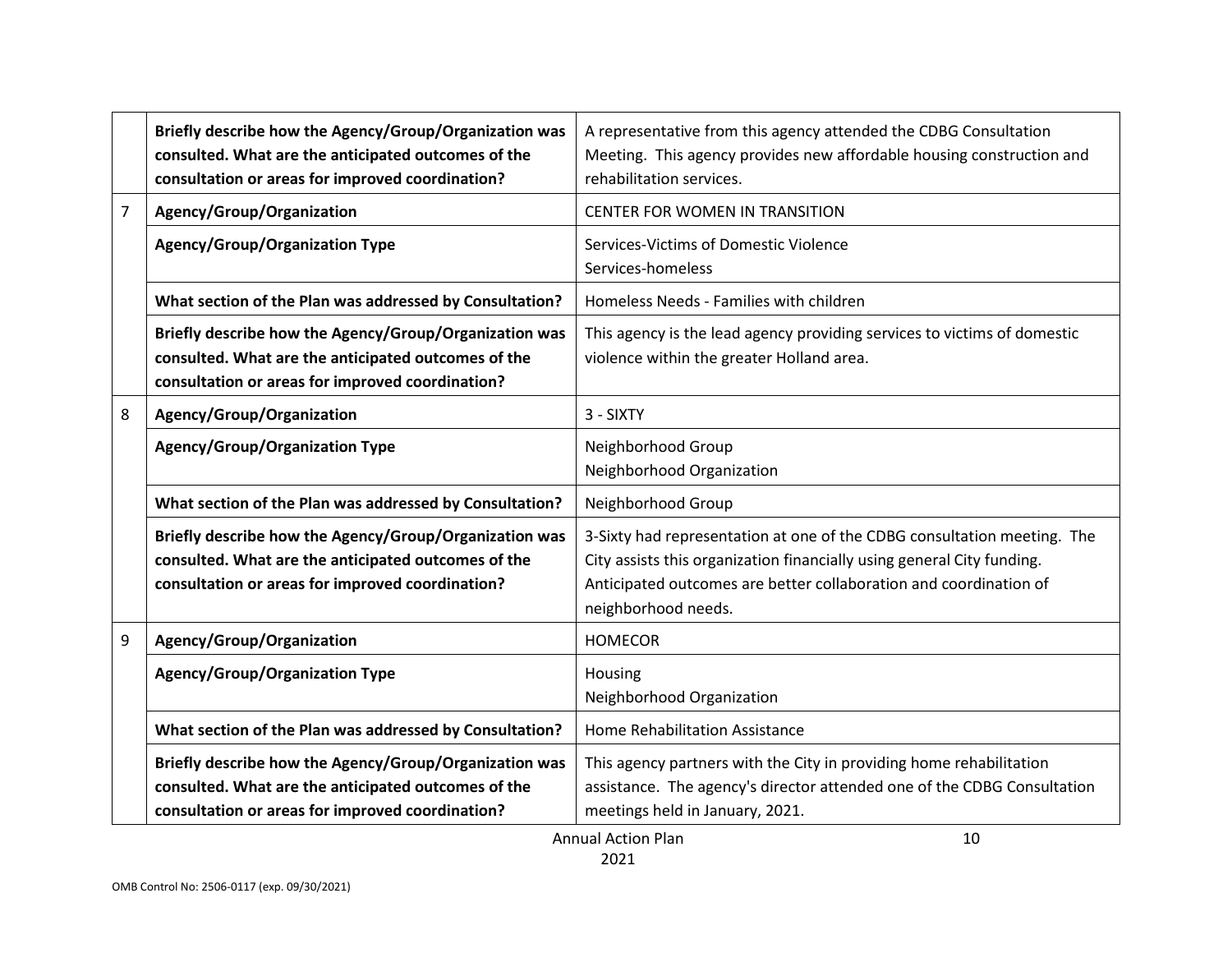| | | |
|---|---|---|
| | **Briefly describe how the Agency/Group/Organization was consulted. What are the anticipated outcomes of the consultation or areas for improved coordination?** | A representative from this agency attended the CDBG Consultation Meeting. This agency provides new affordable housing construction and rehabilitation services. |
| 7 | **Agency/Group/Organization** | CENTER FOR WOMEN IN TRANSITION |
| | **Agency/Group/Organization Type** | Services-Victims of Domestic Violence<br>Services-homeless |
| | **What section of the Plan was addressed by Consultation?** | Homeless Needs - Families with children |
| | **Briefly describe how the Agency/Group/Organization was consulted. What are the anticipated outcomes of the consultation or areas for improved coordination?** | This agency is the lead agency providing services to victims of domestic violence within the greater Holland area. |
| 8 | **Agency/Group/Organization** | 3 - SIXTY |
| | **Agency/Group/Organization Type** | Neighborhood Group<br>Neighborhood Organization |
| | **What section of the Plan was addressed by Consultation?** | Neighborhood Group |
| | **Briefly describe how the Agency/Group/Organization was consulted. What are the anticipated outcomes of the consultation or areas for improved coordination?** | 3-Sixty had representation at one of the CDBG consultation meeting. The City assists this organization financially using general City funding. Anticipated outcomes are better collaboration and coordination of neighborhood needs. |
| 9 | **Agency/Group/Organization** | HOMECOR |
| | **Agency/Group/Organization Type** | Housing<br>Neighborhood Organization |
| | **What section of the Plan was addressed by Consultation?** | Home Rehabilitation Assistance |
| | **Briefly describe how the Agency/Group/Organization was consulted. What are the anticipated outcomes of the consultation or areas for improved coordination?** | This agency partners with the City in providing home rehabilitation assistance. The agency's director attended one of the CDBG Consultation meetings held in January, 2021. |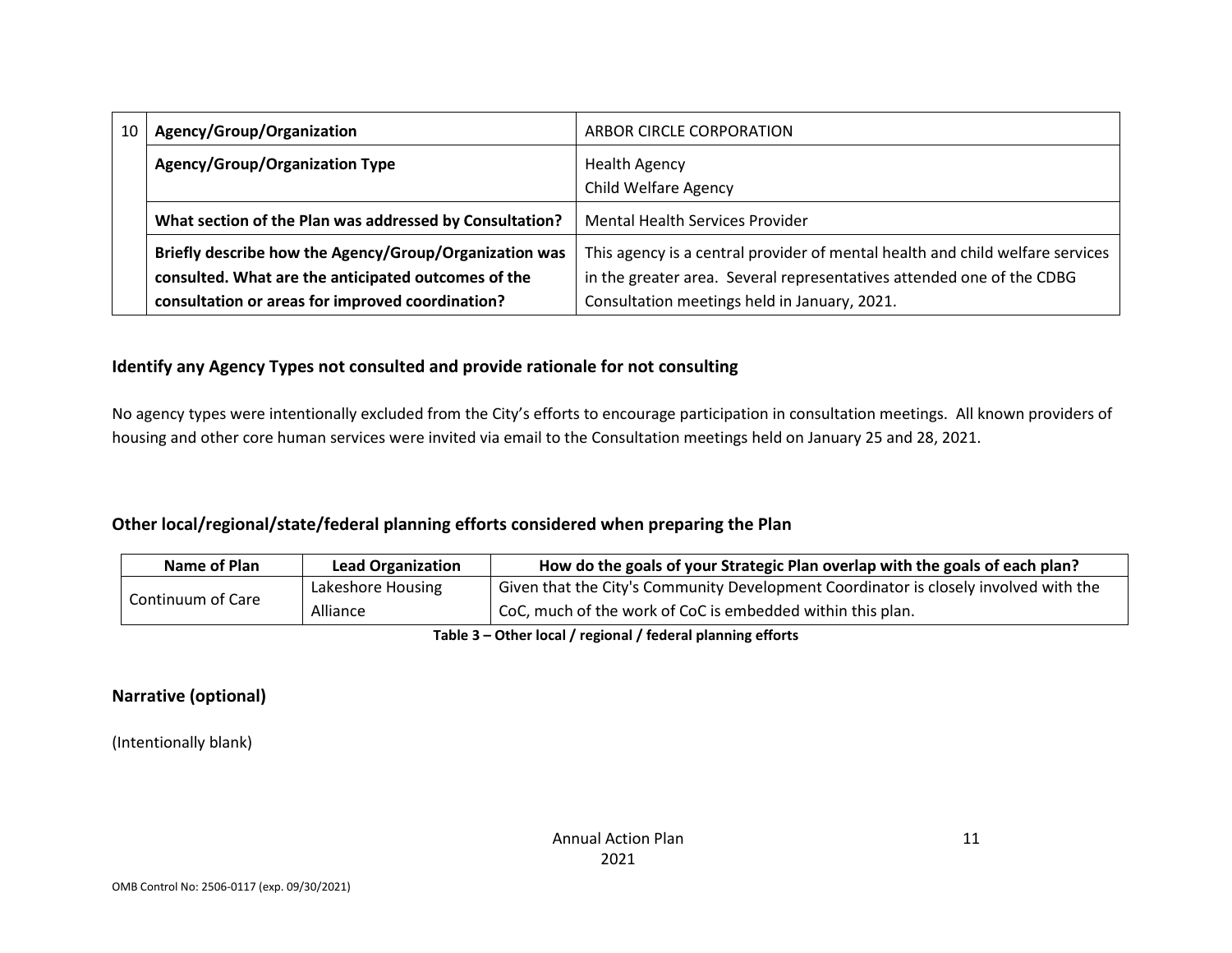| 10 | Agency/Group/Organization | ARBOR CIRCLE CORPORATION |
|---|---|---|
| | **Agency/Group/Organization Type** | Health Agency<br>Child Welfare Agency |
| | **What section of the Plan was addressed by Consultation?** | Mental Health Services Provider |
| | **Briefly describe how the Agency/Group/Organization was consulted. What are the anticipated outcomes of the consultation or areas for improved coordination?** | This agency is a central provider of mental health and child welfare services in the greater area. Several representatives attended one of the CDBG Consultation meetings held in January, 2021. |

### Identify any Agency Types not consulted and provide rationale for not consulting

No agency types were intentionally excluded from the City's efforts to encourage participation in consultation meetings. All known providers of housing and other core human services were invited via email to the Consultation meetings held on January 25 and 28, 2021.

### Other local/regional/state/federal planning efforts considered when preparing the Plan

| Name of Plan | Lead Organization | How do the goals of your Strategic Plan overlap with the goals of each plan? |
|---|---|---|
| Continuum of Care | Lakeshore Housing Alliance | Given that the City's Community Development Coordinator is closely involved with the CoC, much of the work of CoC is embedded within this plan. |

**Table 3 – Other local / regional / federal planning efforts**

### Narrative (optional)

(Intentionally blank)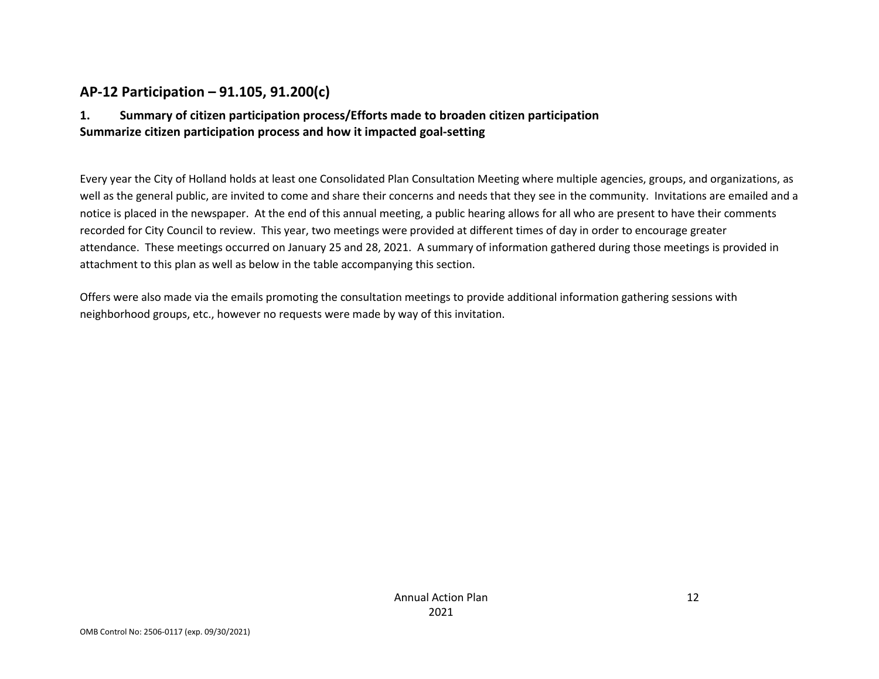## AP-12 Participation – 91.105, 91.200(c)

### 1. Summary of citizen participation process/Efforts made to broaden citizen participation

**Summarize citizen participation process and how it impacted goal-setting**

Every year the City of Holland holds at least one Consolidated Plan Consultation Meeting where multiple agencies, groups, and organizations, as well as the general public, are invited to come and share their concerns and needs that they see in the community. Invitations are emailed and a notice is placed in the newspaper. At the end of this annual meeting, a public hearing allows for all who are present to have their comments recorded for City Council to review. This year, two meetings were provided at different times of day in order to encourage greater attendance. These meetings occurred on January 25 and 28, 2021. A summary of information gathered during those meetings is provided in attachment to this plan as well as below in the table accompanying this section.

Offers were also made via the emails promoting the consultation meetings to provide additional information gathering sessions with neighborhood groups, etc., however no requests were made by way of this invitation.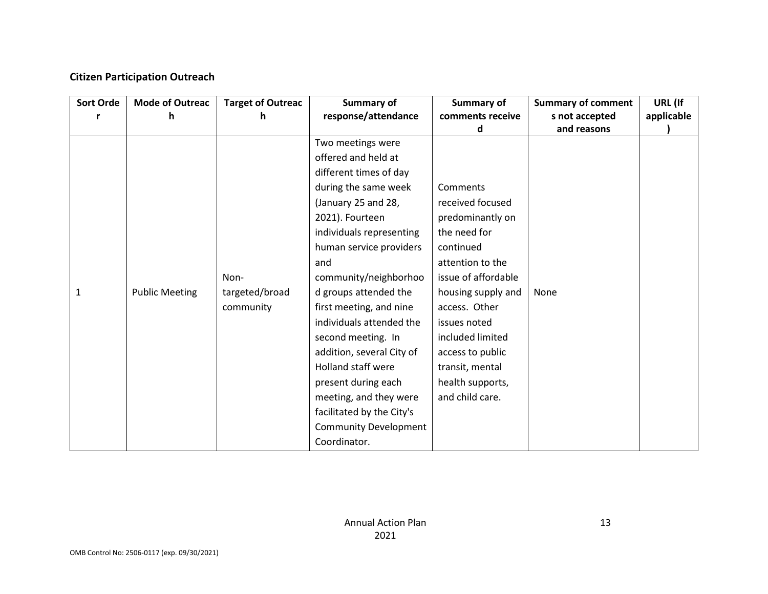**Citizen Participation Outreach**

| Sort Order | Mode of Outreach | Target of Outreach | Summary of response/attendance | Summary of comments received | Summary of comments not accepted and reasons | URL (If applicable) |
|---|---|---|---|---|---|---|
| 1 | Public Meeting | Non-targeted/broad community | Two meetings were offered and held at different times of day during the same week (January 25 and 28, 2021). Fourteen individuals representing human service providers and community/neighborhood groups attended the first meeting, and nine individuals attended the second meeting. In addition, several City of Holland staff were present during each meeting, and they were facilitated by the City's Community Development Coordinator. | Comments received focused predominantly on the need for continued attention to the issue of affordable housing supply and access. Other issues noted included limited access to public transit, mental health supports, and child care. | None | |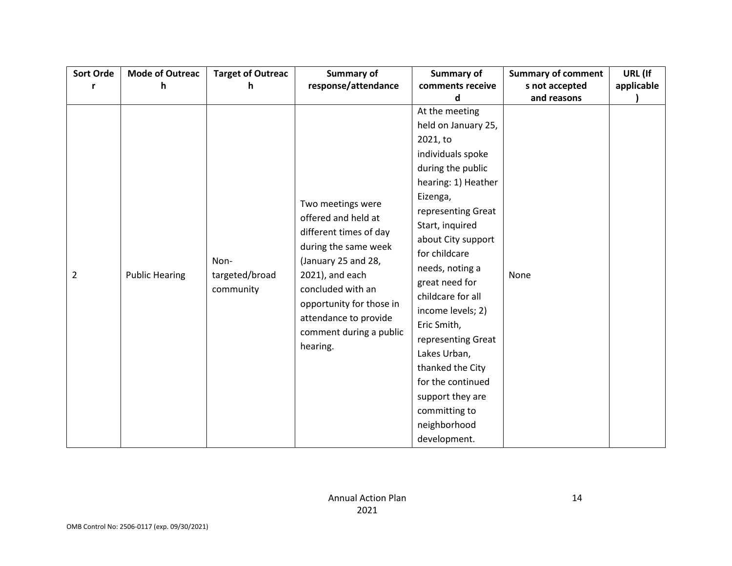| Sort Order | Mode of Outreach | Target of Outreach | Summary of response/attendance | Summary of comments received | Summary of comments not accepted and reasons | URL (If applicable) |
|---|---|---|---|---|---|---|
| 2 | Public Hearing | Non-targeted/broad community | Two meetings were offered and held at different times of day during the same week (January 25 and 28, 2021), and each concluded with an opportunity for those in attendance to provide comment during a public hearing. | At the meeting held on January 25, 2021, to individuals spoke during the public hearing: 1) Heather Eizenga, representing Great Start, inquired about City support for childcare needs, noting a great need for childcare for all income levels; 2) Eric Smith, representing Great Lakes Urban, thanked the City for the continued support they are committing to neighborhood development. | None | |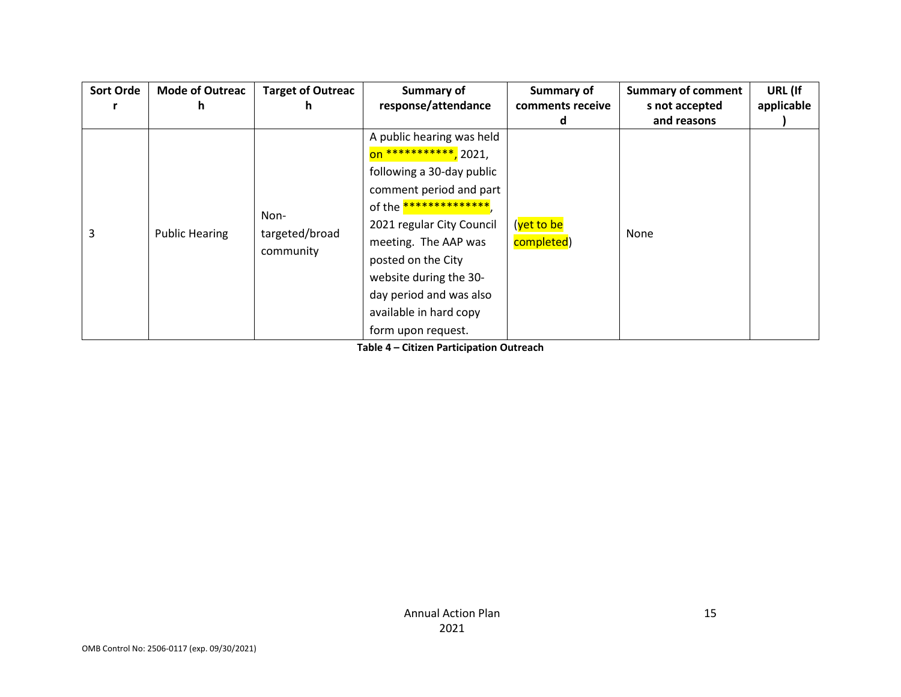| Sort Order | Mode of Outreach | Target of Outreach | Summary of response/attendance | Summary of comments received | Summary of comments not accepted and reasons | URL (If applicable) |
| --- | --- | --- | --- | --- | --- | --- |
| 3 | Public Hearing | Non-targeted/broad community | A public hearing was held on ***********, 2021, following a 30-day public comment period and part of the **************, 2021 regular City Council meeting. The AAP was posted on the City website during the 30-day period and was also available in hard copy form upon request. | (yet to be completed) | None | |

**Table 4 – Citizen Participation Outreach**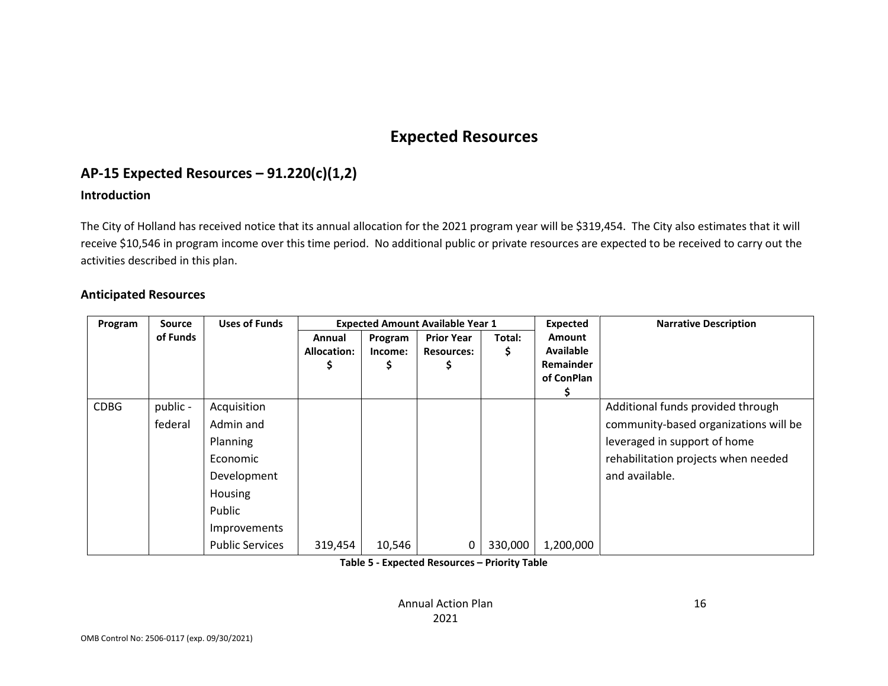# Expected Resources

## AP-15 Expected Resources – 91.220(c)(1,2)

### Introduction

The City of Holland has received notice that its annual allocation for the 2021 program year will be $319,454. The City also estimates that it will receive $10,546 in program income over this time period. No additional public or private resources are expected to be received to carry out the activities described in this plan.

### Anticipated Resources

| Program | Source of Funds | Uses of Funds | Expected Amount Available Year 1 | | | | Expected Amount Available Remainder of ConPlan $ | Narrative Description |
|---|---|---|---|---|---|---|---|---|
| | | | Annual Allocation: $ | Program Income: $ | Prior Year Resources: $ | Total: $ | | |
| CDBG | public - federal | Acquisition<br>Admin and Planning<br>Economic Development<br>Housing<br>Public Improvements<br>Public Services | 319,454 | 10,546 | 0 | 330,000 | 1,200,000 | Additional funds provided through community-based organizations will be leveraged in support of home rehabilitation projects when needed and available. |

**Table 5 - Expected Resources – Priority Table**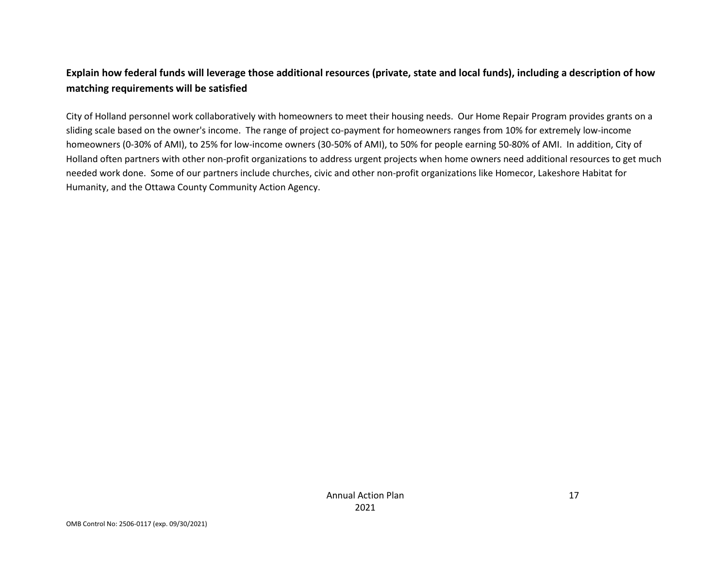**Explain how federal funds will leverage those additional resources (private, state and local funds), including a description of how matching requirements will be satisfied**

City of Holland personnel work collaboratively with homeowners to meet their housing needs. Our Home Repair Program provides grants on a sliding scale based on the owner's income. The range of project co-payment for homeowners ranges from 10% for extremely low-income homeowners (0-30% of AMI), to 25% for low-income owners (30-50% of AMI), to 50% for people earning 50-80% of AMI. In addition, City of Holland often partners with other non-profit organizations to address urgent projects when home owners need additional resources to get much needed work done. Some of our partners include churches, civic and other non-profit organizations like Homecor, Lakeshore Habitat for Humanity, and the Ottawa County Community Action Agency.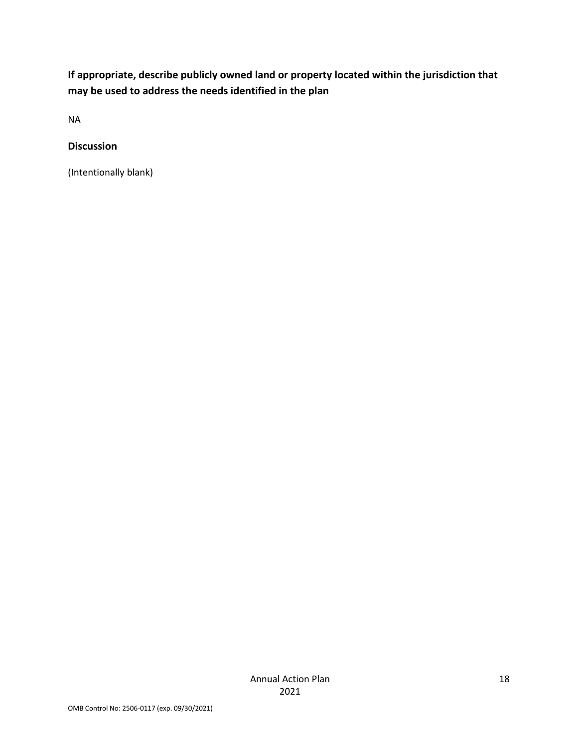**If appropriate, describe publicly owned land or property located within the jurisdiction that may be used to address the needs identified in the plan**

NA

**Discussion**

(Intentionally blank)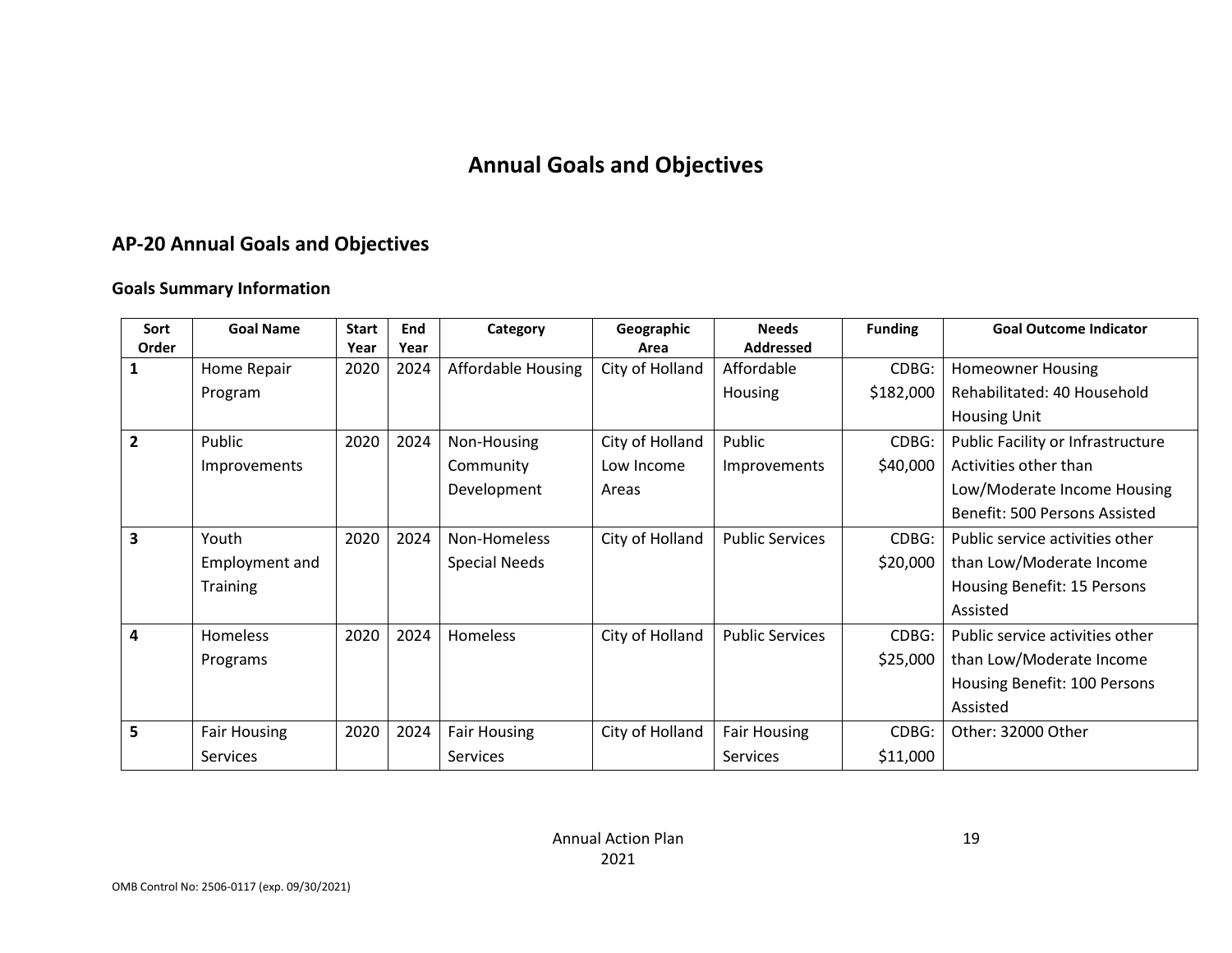# Annual Goals and Objectives

## AP-20 Annual Goals and Objectives

### Goals Summary Information

| Sort Order | Goal Name | Start Year | End Year | Category | Geographic Area | Needs Addressed | Funding | Goal Outcome Indicator |
|---|---|---|---|---|---|---|---|---|
| 1 | Home Repair Program | 2020 | 2024 | Affordable Housing | City of Holland | Affordable Housing | CDBG: $182,000 | Homeowner Housing Rehabilitated: 40 Household Housing Unit |
| 2 | Public Improvements | 2020 | 2024 | Non-Housing Community Development | City of Holland Low Income Areas | Public Improvements | CDBG: $40,000 | Public Facility or Infrastructure Activities other than Low/Moderate Income Housing Benefit: 500 Persons Assisted |
| 3 | Youth Employment and Training | 2020 | 2024 | Non-Homeless Special Needs | City of Holland | Public Services | CDBG: $20,000 | Public service activities other than Low/Moderate Income Housing Benefit: 15 Persons Assisted |
| 4 | Homeless Programs | 2020 | 2024 | Homeless | City of Holland | Public Services | CDBG: $25,000 | Public service activities other than Low/Moderate Income Housing Benefit: 100 Persons Assisted |
| 5 | Fair Housing Services | 2020 | 2024 | Fair Housing Services | City of Holland | Fair Housing Services | CDBG: $11,000 | Other: 32000 Other |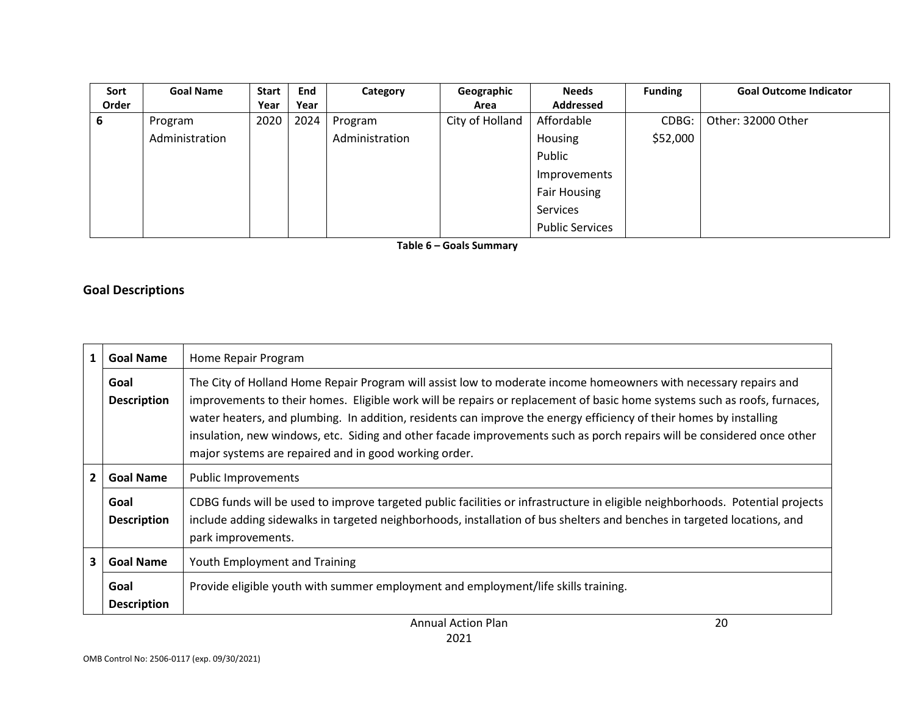| Sort Order | Goal Name | Start Year | End Year | Category | Geographic Area | Needs Addressed | Funding | Goal Outcome Indicator |
|---|---|---|---|---|---|---|---|---|
| 6 | Program Administration | 2020 | 2024 | Program Administration | City of Holland | Affordable Housing<br>Public Improvements<br>Fair Housing Services<br>Public Services | CDBG: $52,000 | Other: 32000 Other |

**Table 6 – Goals Summary**

## Goal Descriptions

| | | |
|---|---|---|
| 1 | **Goal Name** | Home Repair Program |
| | **Goal Description** | The City of Holland Home Repair Program will assist low to moderate income homeowners with necessary repairs and improvements to their homes. Eligible work will be repairs or replacement of basic home systems such as roofs, furnaces, water heaters, and plumbing. In addition, residents can improve the energy efficiency of their homes by installing insulation, new windows, etc. Siding and other facade improvements such as porch repairs will be considered once other major systems are repaired and in good working order. |
| 2 | **Goal Name** | Public Improvements |
| | **Goal Description** | CDBG funds will be used to improve targeted public facilities or infrastructure in eligible neighborhoods. Potential projects include adding sidewalks in targeted neighborhoods, installation of bus shelters and benches in targeted locations, and park improvements. |
| 3 | **Goal Name** | Youth Employment and Training |
| | **Goal Description** | Provide eligible youth with summer employment and employment/life skills training. |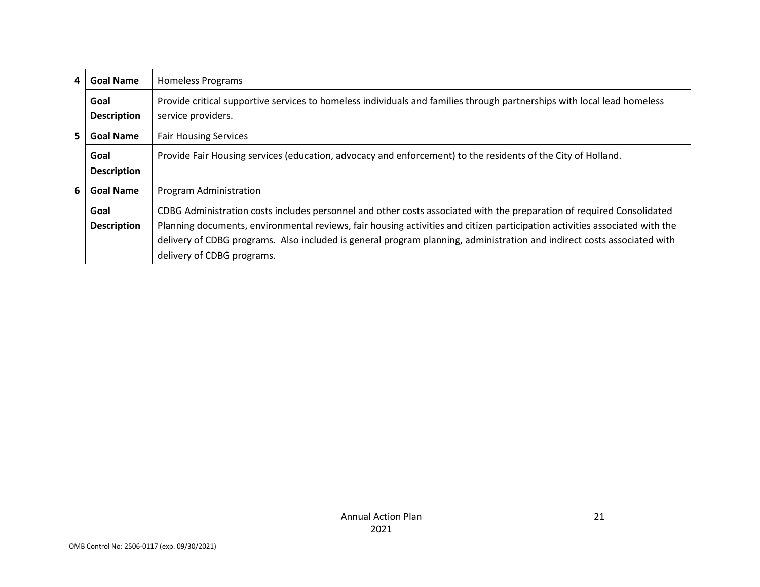| | | |
|---|---|---|
| 4 | **Goal Name** | Homeless Programs |
| | **Goal Description** | Provide critical supportive services to homeless individuals and families through partnerships with local lead homeless service providers. |
| 5 | **Goal Name** | Fair Housing Services |
| | **Goal Description** | Provide Fair Housing services (education, advocacy and enforcement) to the residents of the City of Holland. |
| 6 | **Goal Name** | Program Administration |
| | **Goal Description** | CDBG Administration costs includes personnel and other costs associated with the preparation of required Consolidated Planning documents, environmental reviews, fair housing activities and citizen participation activities associated with the delivery of CDBG programs. Also included is general program planning, administration and indirect costs associated with delivery of CDBG programs. |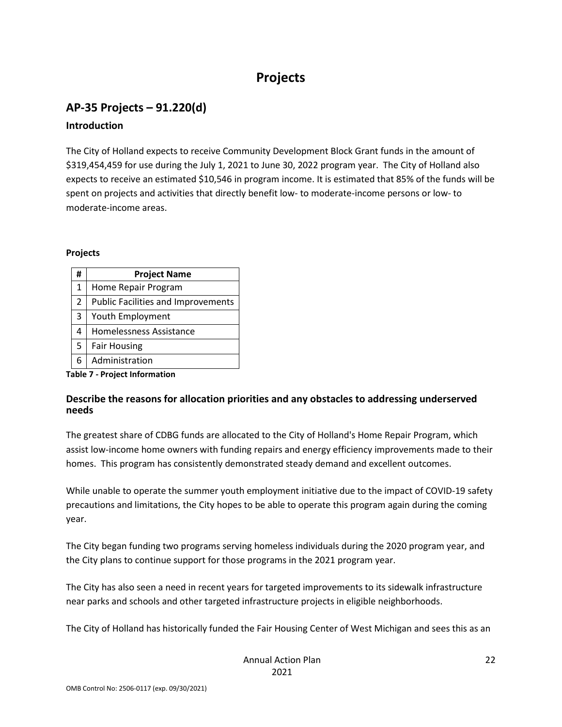# Projects

## AP-35 Projects – 91.220(d)

### Introduction

The City of Holland expects to receive Community Development Block Grant funds in the amount of $319,454,459 for use during the July 1, 2021 to June 30, 2022 program year. The City of Holland also expects to receive an estimated $10,546 in program income. It is estimated that 85% of the funds will be spent on projects and activities that directly benefit low- to moderate-income persons or low- to moderate-income areas.

**Projects**

| # | Project Name |
|---|---|
| 1 | Home Repair Program |
| 2 | Public Facilities and Improvements |
| 3 | Youth Employment |
| 4 | Homelessness Assistance |
| 5 | Fair Housing |
| 6 | Administration |

**Table 7 - Project Information**

### Describe the reasons for allocation priorities and any obstacles to addressing underserved needs

The greatest share of CDBG funds are allocated to the City of Holland's Home Repair Program, which assist low-income home owners with funding repairs and energy efficiency improvements made to their homes. This program has consistently demonstrated steady demand and excellent outcomes.

While unable to operate the summer youth employment initiative due to the impact of COVID-19 safety precautions and limitations, the City hopes to be able to operate this program again during the coming year.

The City began funding two programs serving homeless individuals during the 2020 program year, and the City plans to continue support for those programs in the 2021 program year.

The City has also seen a need in recent years for targeted improvements to its sidewalk infrastructure near parks and schools and other targeted infrastructure projects in eligible neighborhoods.

The City of Holland has historically funded the Fair Housing Center of West Michigan and sees this as an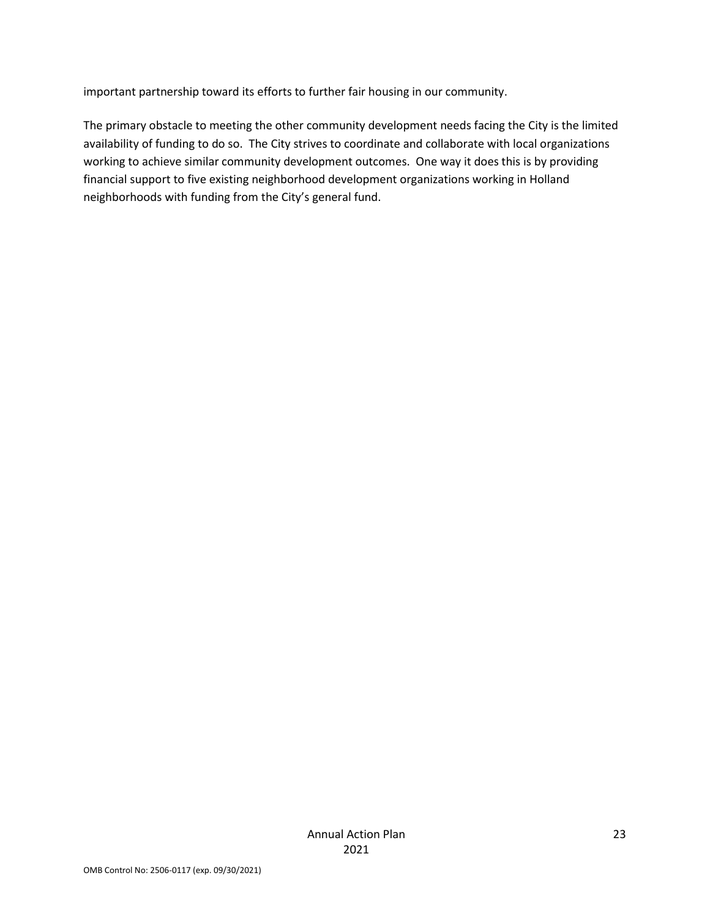important partnership toward its efforts to further fair housing in our community.

The primary obstacle to meeting the other community development needs facing the City is the limited availability of funding to do so. The City strives to coordinate and collaborate with local organizations working to achieve similar community development outcomes. One way it does this is by providing financial support to five existing neighborhood development organizations working in Holland neighborhoods with funding from the City's general fund.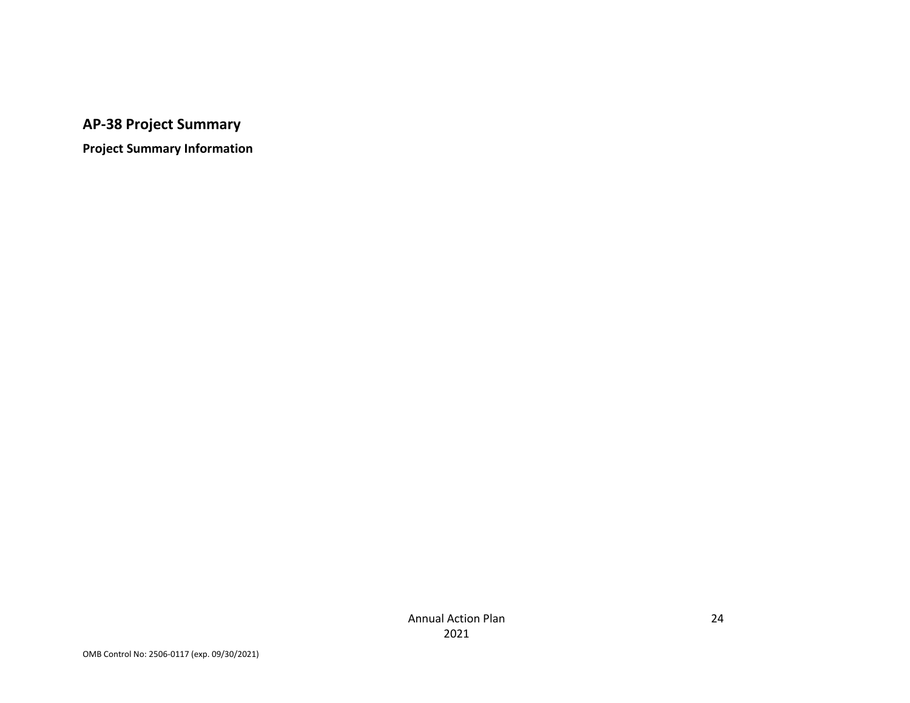## AP-38 Project Summary

**Project Summary Information**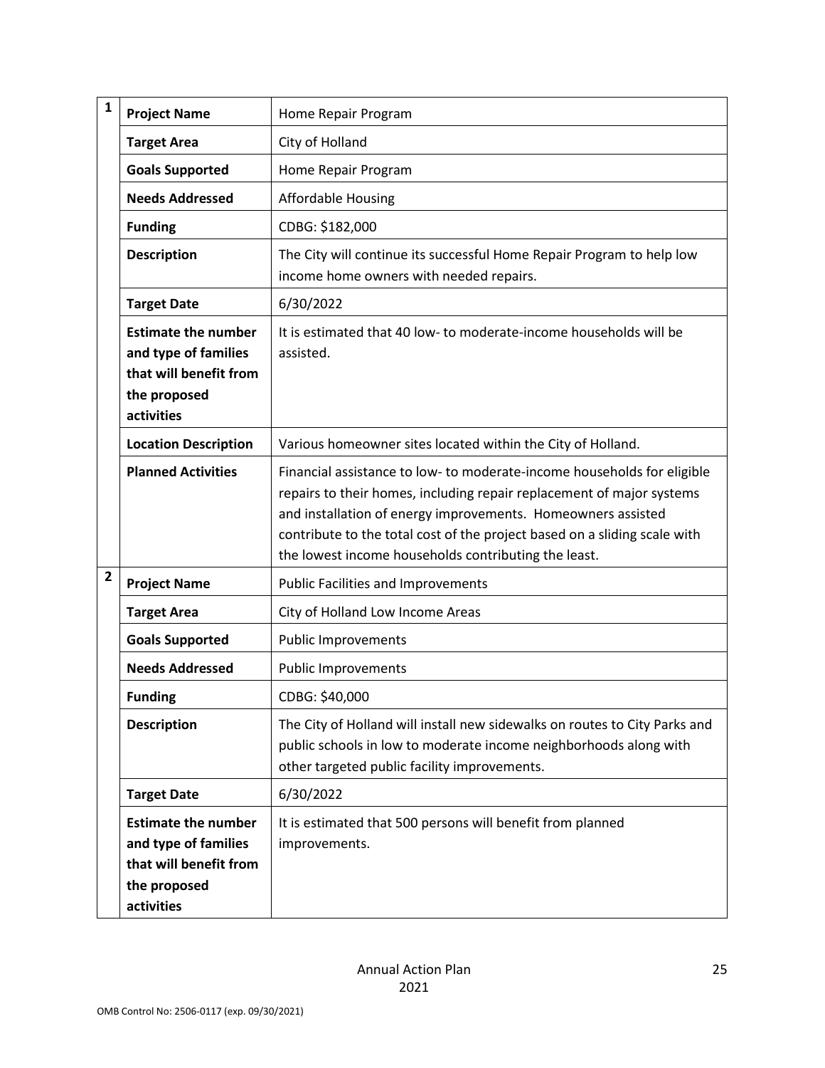| | | |
|---|---|---|
| 1 | **Project Name** | Home Repair Program |
| | **Target Area** | City of Holland |
| | **Goals Supported** | Home Repair Program |
| | **Needs Addressed** | Affordable Housing |
| | **Funding** | CDBG: $182,000 |
| | **Description** | The City will continue its successful Home Repair Program to help low income home owners with needed repairs. |
| | **Target Date** | 6/30/2022 |
| | **Estimate the number and type of families that will benefit from the proposed activities** | It is estimated that 40 low- to moderate-income households will be assisted. |
| | **Location Description** | Various homeowner sites located within the City of Holland. |
| | **Planned Activities** | Financial assistance to low- to moderate-income households for eligible repairs to their homes, including repair replacement of major systems and installation of energy improvements. Homeowners assisted contribute to the total cost of the project based on a sliding scale with the lowest income households contributing the least. |
| 2 | **Project Name** | Public Facilities and Improvements |
| | **Target Area** | City of Holland Low Income Areas |
| | **Goals Supported** | Public Improvements |
| | **Needs Addressed** | Public Improvements |
| | **Funding** | CDBG: $40,000 |
| | **Description** | The City of Holland will install new sidewalks on routes to City Parks and public schools in low to moderate income neighborhoods along with other targeted public facility improvements. |
| | **Target Date** | 6/30/2022 |
| | **Estimate the number and type of families that will benefit from the proposed activities** | It is estimated that 500 persons will benefit from planned improvements. |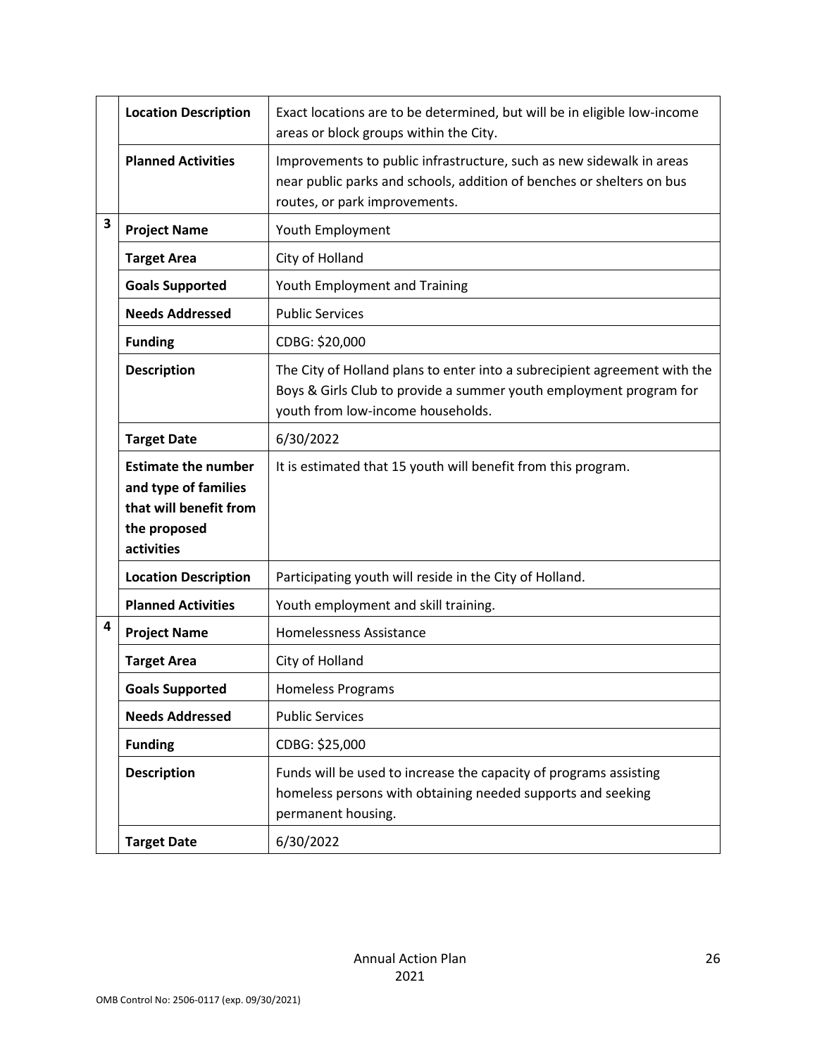| | | |
|---|---|---|
| | **Location Description** | Exact locations are to be determined, but will be in eligible low-income areas or block groups within the City. |
| | **Planned Activities** | Improvements to public infrastructure, such as new sidewalk in areas near public parks and schools, addition of benches or shelters on bus routes, or park improvements. |
| **3** | **Project Name** | Youth Employment |
| | **Target Area** | City of Holland |
| | **Goals Supported** | Youth Employment and Training |
| | **Needs Addressed** | Public Services |
| | **Funding** | CDBG: $20,000 |
| | **Description** | The City of Holland plans to enter into a subrecipient agreement with the Boys & Girls Club to provide a summer youth employment program for youth from low-income households. |
| | **Target Date** | 6/30/2022 |
| | **Estimate the number and type of families that will benefit from the proposed activities** | It is estimated that 15 youth will benefit from this program. |
| | **Location Description** | Participating youth will reside in the City of Holland. |
| | **Planned Activities** | Youth employment and skill training. |
| **4** | **Project Name** | Homelessness Assistance |
| | **Target Area** | City of Holland |
| | **Goals Supported** | Homeless Programs |
| | **Needs Addressed** | Public Services |
| | **Funding** | CDBG: $25,000 |
| | **Description** | Funds will be used to increase the capacity of programs assisting homeless persons with obtaining needed supports and seeking permanent housing. |
| | **Target Date** | 6/30/2022 |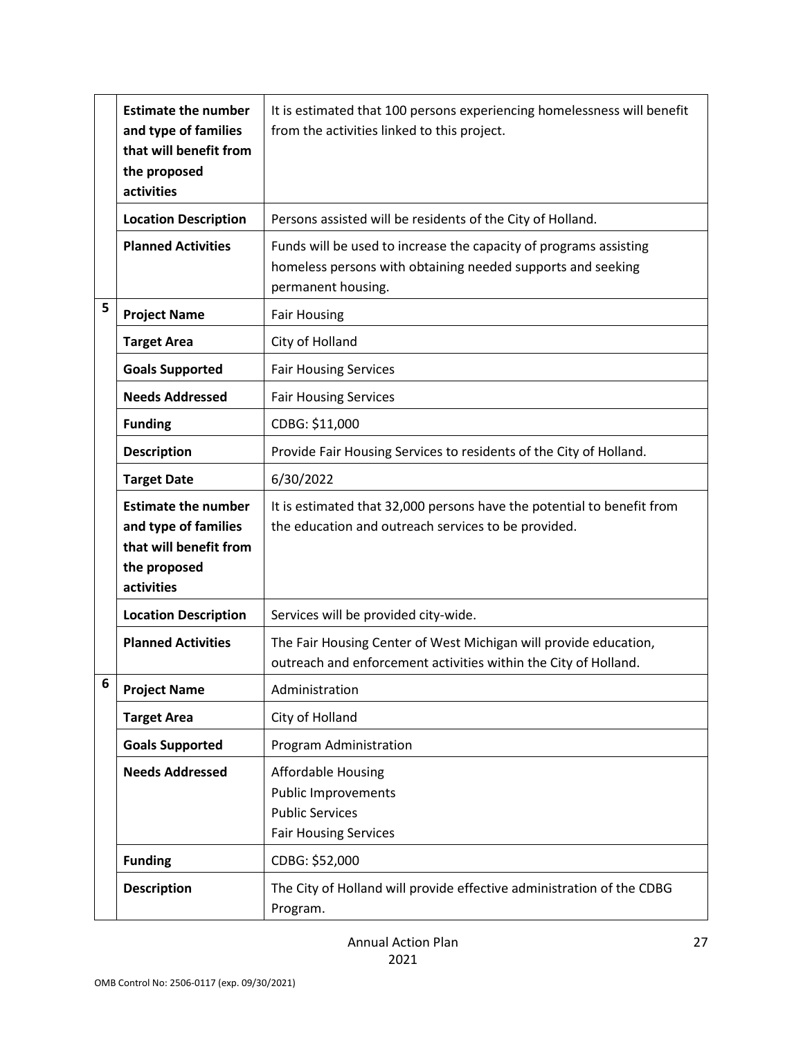| | | |
|---|---|---|
| | **Estimate the number and type of families that will benefit from the proposed activities** | It is estimated that 100 persons experiencing homelessness will benefit from the activities linked to this project. |
| | **Location Description** | Persons assisted will be residents of the City of Holland. |
| | **Planned Activities** | Funds will be used to increase the capacity of programs assisting homeless persons with obtaining needed supports and seeking permanent housing. |
| 5 | **Project Name** | Fair Housing |
| | **Target Area** | City of Holland |
| | **Goals Supported** | Fair Housing Services |
| | **Needs Addressed** | Fair Housing Services |
| | **Funding** | CDBG: $11,000 |
| | **Description** | Provide Fair Housing Services to residents of the City of Holland. |
| | **Target Date** | 6/30/2022 |
| | **Estimate the number and type of families that will benefit from the proposed activities** | It is estimated that 32,000 persons have the potential to benefit from the education and outreach services to be provided. |
| | **Location Description** | Services will be provided city-wide. |
| | **Planned Activities** | The Fair Housing Center of West Michigan will provide education, outreach and enforcement activities within the City of Holland. |
| 6 | **Project Name** | Administration |
| | **Target Area** | City of Holland |
| | **Goals Supported** | Program Administration |
| | **Needs Addressed** | Affordable Housing<br>Public Improvements<br>Public Services<br>Fair Housing Services |
| | **Funding** | CDBG: $52,000 |
| | **Description** | The City of Holland will provide effective administration of the CDBG Program. |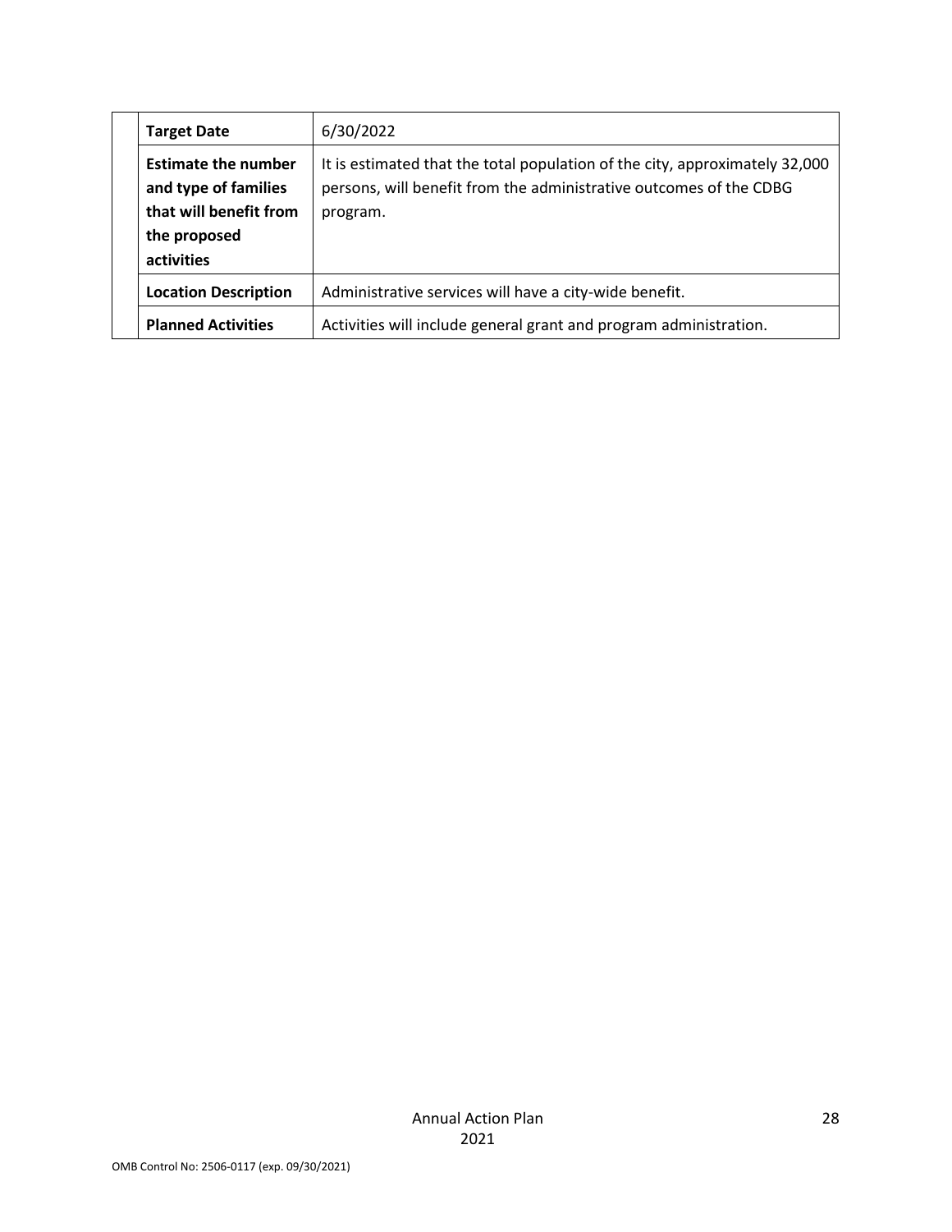| | | |
|---|---|---|
| | **Target Date** | 6/30/2022 |
| | **Estimate the number and type of families that will benefit from the proposed activities** | It is estimated that the total population of the city, approximately 32,000 persons, will benefit from the administrative outcomes of the CDBG program. |
| | **Location Description** | Administrative services will have a city-wide benefit. |
| | **Planned Activities** | Activities will include general grant and program administration. |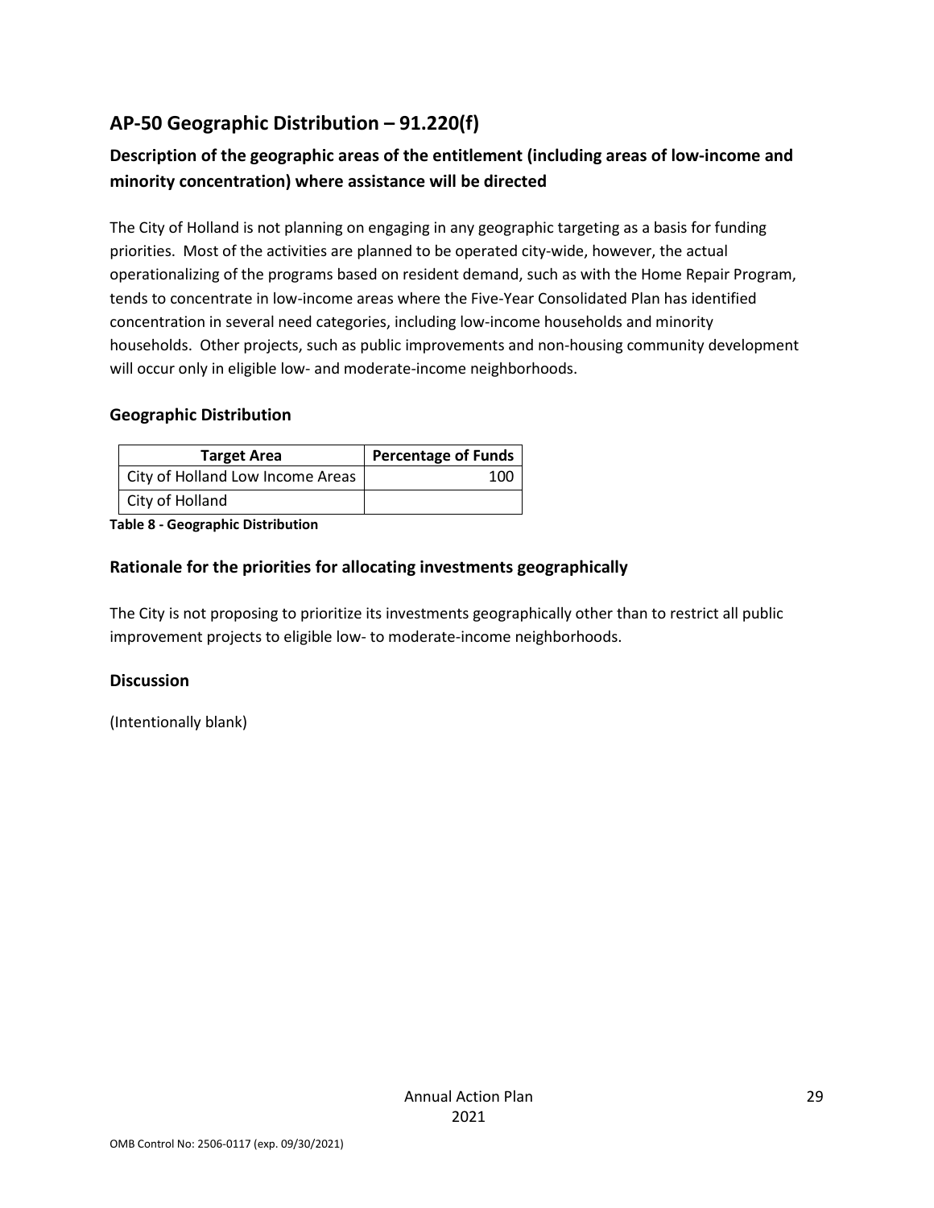## AP-50 Geographic Distribution – 91.220(f)

### Description of the geographic areas of the entitlement (including areas of low-income and minority concentration) where assistance will be directed

The City of Holland is not planning on engaging in any geographic targeting as a basis for funding priorities. Most of the activities are planned to be operated city-wide, however, the actual operationalizing of the programs based on resident demand, such as with the Home Repair Program, tends to concentrate in low-income areas where the Five-Year Consolidated Plan has identified concentration in several need categories, including low-income households and minority households. Other projects, such as public improvements and non-housing community development will occur only in eligible low- and moderate-income neighborhoods.

### Geographic Distribution

| Target Area | Percentage of Funds |
|---|---|
| City of Holland Low Income Areas | 100 |
| City of Holland | |

**Table 8 - Geographic Distribution**

### Rationale for the priorities for allocating investments geographically

The City is not proposing to prioritize its investments geographically other than to restrict all public improvement projects to eligible low- to moderate-income neighborhoods.

### Discussion

(Intentionally blank)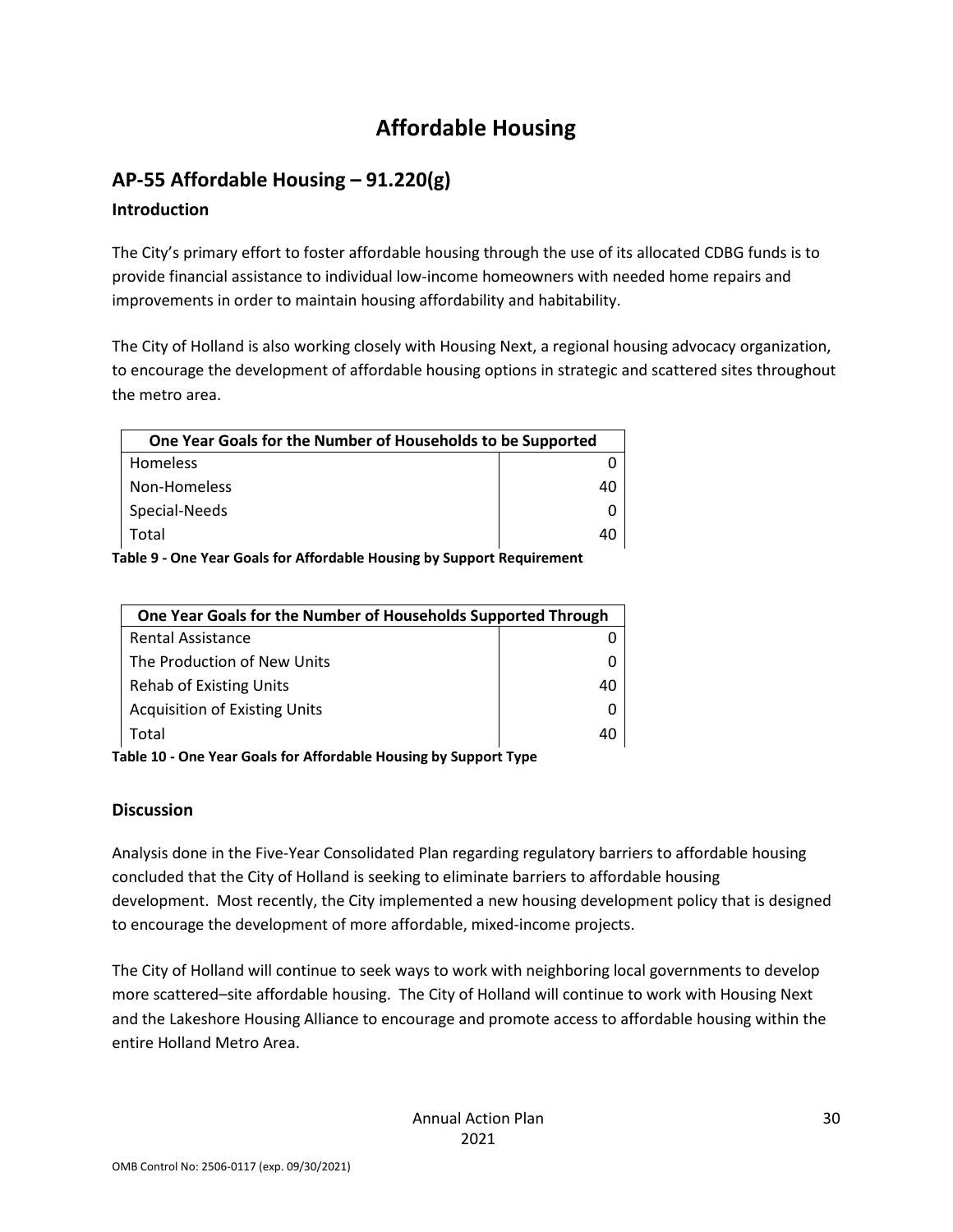# Affordable Housing

## AP-55 Affordable Housing – 91.220(g)

### Introduction

The City's primary effort to foster affordable housing through the use of its allocated CDBG funds is to provide financial assistance to individual low-income homeowners with needed home repairs and improvements in order to maintain housing affordability and habitability.

The City of Holland is also working closely with Housing Next, a regional housing advocacy organization, to encourage the development of affordable housing options in strategic and scattered sites throughout the metro area.

| One Year Goals for the Number of Households to be Supported | |
|---|---|
| Homeless | 0 |
| Non-Homeless | 40 |
| Special-Needs | 0 |
| Total | 40 |

**Table 9 - One Year Goals for Affordable Housing by Support Requirement**

| One Year Goals for the Number of Households Supported Through | |
|---|---|
| Rental Assistance | 0 |
| The Production of New Units | 0 |
| Rehab of Existing Units | 40 |
| Acquisition of Existing Units | 0 |
| Total | 40 |

**Table 10 - One Year Goals for Affordable Housing by Support Type**

### Discussion

Analysis done in the Five-Year Consolidated Plan regarding regulatory barriers to affordable housing concluded that the City of Holland is seeking to eliminate barriers to affordable housing development. Most recently, the City implemented a new housing development policy that is designed to encourage the development of more affordable, mixed-income projects.

The City of Holland will continue to seek ways to work with neighboring local governments to develop more scattered–site affordable housing. The City of Holland will continue to work with Housing Next and the Lakeshore Housing Alliance to encourage and promote access to affordable housing within the entire Holland Metro Area.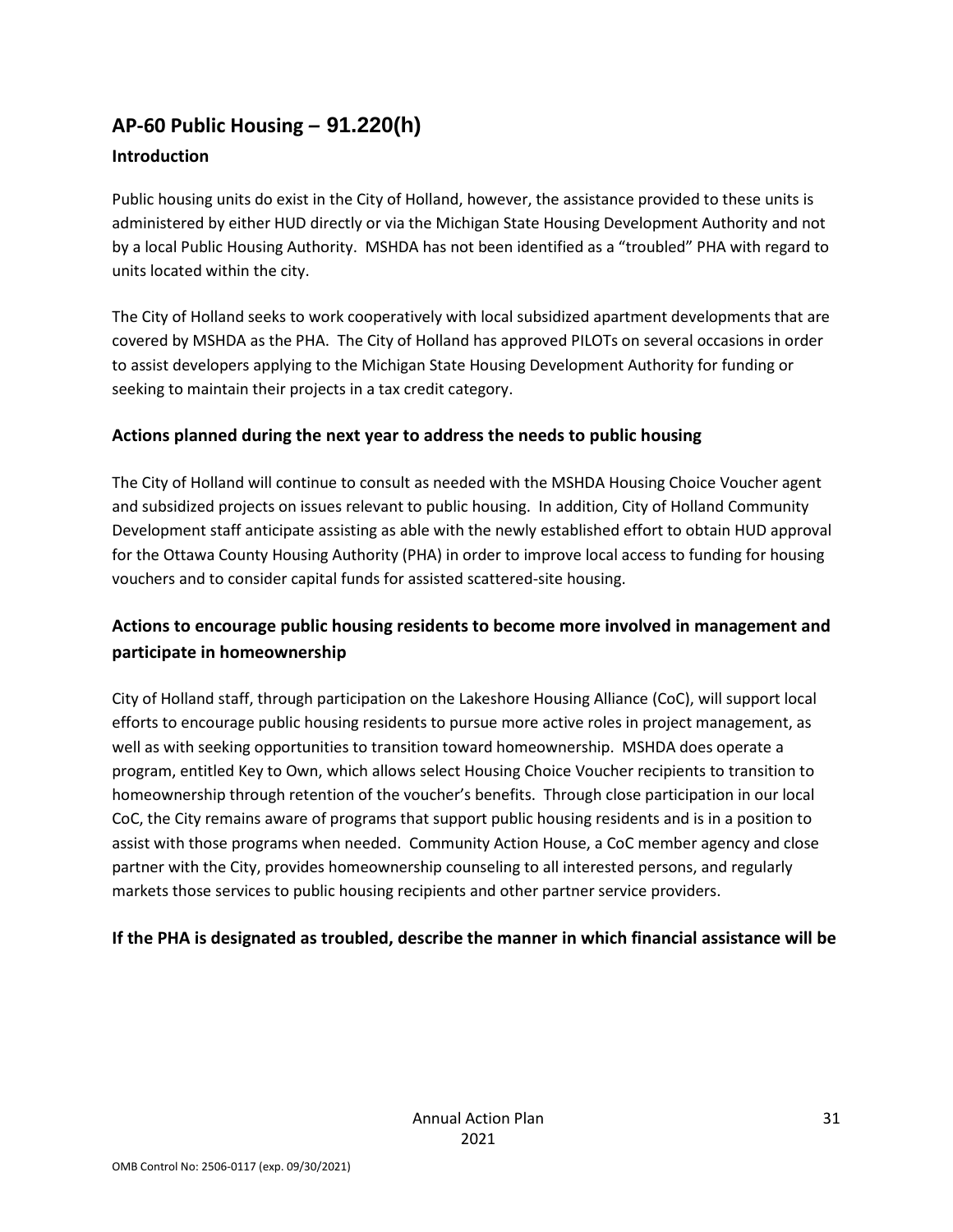## AP-60 Public Housing – 91.220(h)

### Introduction

Public housing units do exist in the City of Holland, however, the assistance provided to these units is administered by either HUD directly or via the Michigan State Housing Development Authority and not by a local Public Housing Authority. MSHDA has not been identified as a "troubled" PHA with regard to units located within the city.

The City of Holland seeks to work cooperatively with local subsidized apartment developments that are covered by MSHDA as the PHA. The City of Holland has approved PILOTs on several occasions in order to assist developers applying to the Michigan State Housing Development Authority for funding or seeking to maintain their projects in a tax credit category.

### Actions planned during the next year to address the needs to public housing

The City of Holland will continue to consult as needed with the MSHDA Housing Choice Voucher agent and subsidized projects on issues relevant to public housing. In addition, City of Holland Community Development staff anticipate assisting as able with the newly established effort to obtain HUD approval for the Ottawa County Housing Authority (PHA) in order to improve local access to funding for housing vouchers and to consider capital funds for assisted scattered-site housing.

### Actions to encourage public housing residents to become more involved in management and participate in homeownership

City of Holland staff, through participation on the Lakeshore Housing Alliance (CoC), will support local efforts to encourage public housing residents to pursue more active roles in project management, as well as with seeking opportunities to transition toward homeownership. MSHDA does operate a program, entitled Key to Own, which allows select Housing Choice Voucher recipients to transition to homeownership through retention of the voucher's benefits. Through close participation in our local CoC, the City remains aware of programs that support public housing residents and is in a position to assist with those programs when needed. Community Action House, a CoC member agency and close partner with the City, provides homeownership counseling to all interested persons, and regularly markets those services to public housing recipients and other partner service providers.

### If the PHA is designated as troubled, describe the manner in which financial assistance will be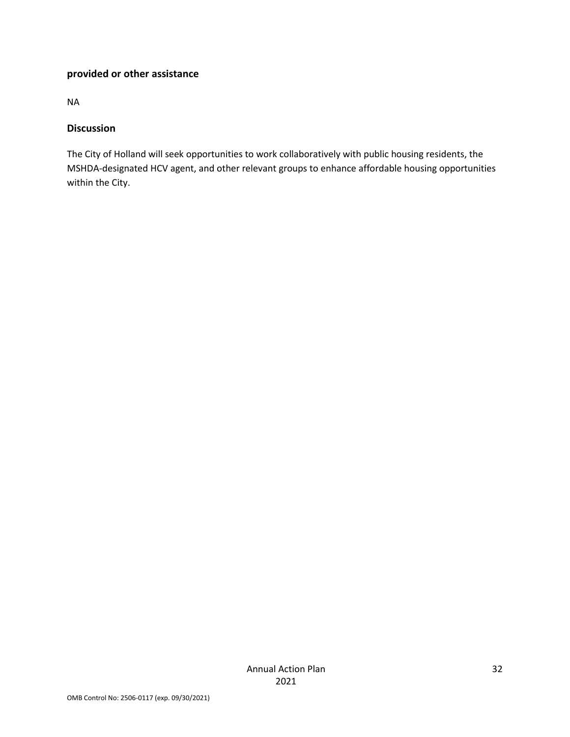**provided or other assistance**

NA

**Discussion**

The City of Holland will seek opportunities to work collaboratively with public housing residents, the MSHDA-designated HCV agent, and other relevant groups to enhance affordable housing opportunities within the City.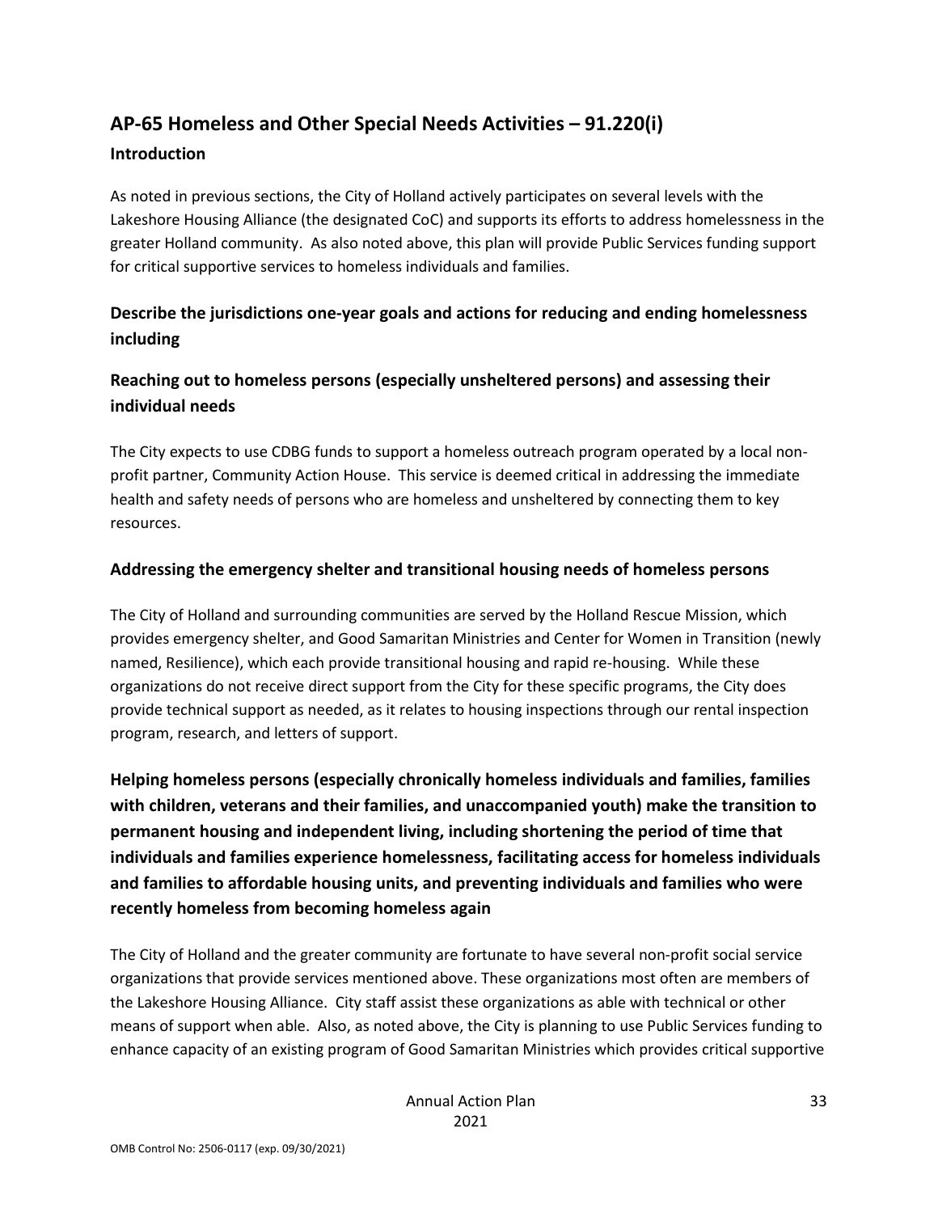## AP-65 Homeless and Other Special Needs Activities – 91.220(i)

### Introduction

As noted in previous sections, the City of Holland actively participates on several levels with the Lakeshore Housing Alliance (the designated CoC) and supports its efforts to address homelessness in the greater Holland community. As also noted above, this plan will provide Public Services funding support for critical supportive services to homeless individuals and families.

### Describe the jurisdictions one-year goals and actions for reducing and ending homelessness including

### Reaching out to homeless persons (especially unsheltered persons) and assessing their individual needs

The City expects to use CDBG funds to support a homeless outreach program operated by a local non-profit partner, Community Action House. This service is deemed critical in addressing the immediate health and safety needs of persons who are homeless and unsheltered by connecting them to key resources.

### Addressing the emergency shelter and transitional housing needs of homeless persons

The City of Holland and surrounding communities are served by the Holland Rescue Mission, which provides emergency shelter, and Good Samaritan Ministries and Center for Women in Transition (newly named, Resilience), which each provide transitional housing and rapid re-housing. While these organizations do not receive direct support from the City for these specific programs, the City does provide technical support as needed, as it relates to housing inspections through our rental inspection program, research, and letters of support.

### Helping homeless persons (especially chronically homeless individuals and families, families with children, veterans and their families, and unaccompanied youth) make the transition to permanent housing and independent living, including shortening the period of time that individuals and families experience homelessness, facilitating access for homeless individuals and families to affordable housing units, and preventing individuals and families who were recently homeless from becoming homeless again

The City of Holland and the greater community are fortunate to have several non-profit social service organizations that provide services mentioned above. These organizations most often are members of the Lakeshore Housing Alliance. City staff assist these organizations as able with technical or other means of support when able. Also, as noted above, the City is planning to use Public Services funding to enhance capacity of an existing program of Good Samaritan Ministries which provides critical supportive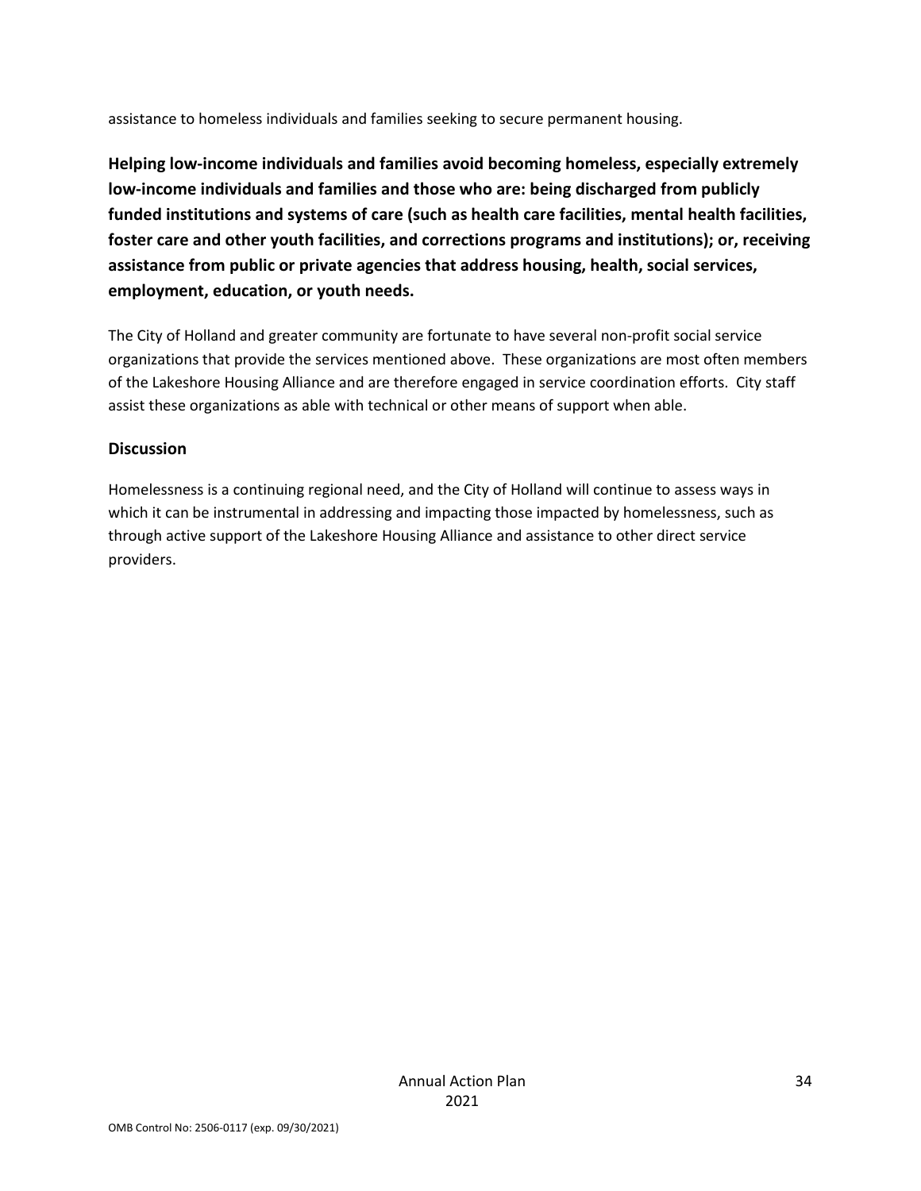assistance to homeless individuals and families seeking to secure permanent housing.

**Helping low-income individuals and families avoid becoming homeless, especially extremely low-income individuals and families and those who are: being discharged from publicly funded institutions and systems of care (such as health care facilities, mental health facilities, foster care and other youth facilities, and corrections programs and institutions); or, receiving assistance from public or private agencies that address housing, health, social services, employment, education, or youth needs.**

The City of Holland and greater community are fortunate to have several non-profit social service organizations that provide the services mentioned above. These organizations are most often members of the Lakeshore Housing Alliance and are therefore engaged in service coordination efforts. City staff assist these organizations as able with technical or other means of support when able.

**Discussion**

Homelessness is a continuing regional need, and the City of Holland will continue to assess ways in which it can be instrumental in addressing and impacting those impacted by homelessness, such as through active support of the Lakeshore Housing Alliance and assistance to other direct service providers.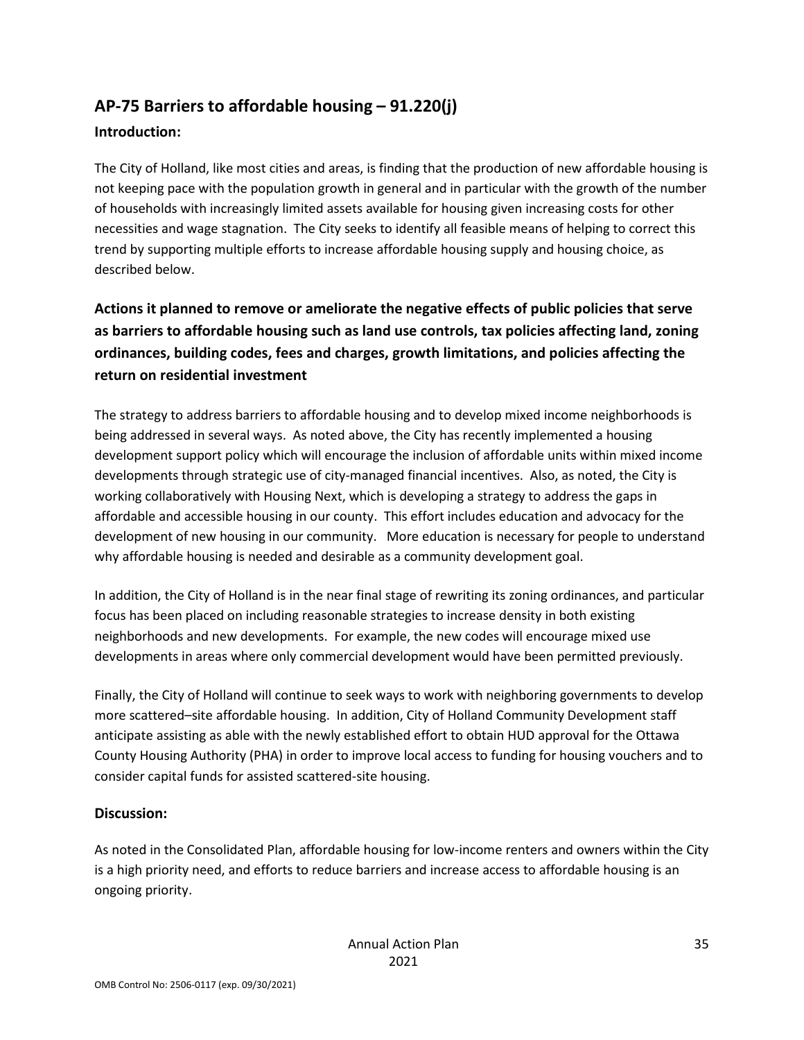## AP-75 Barriers to affordable housing – 91.220(j)

### Introduction:

The City of Holland, like most cities and areas, is finding that the production of new affordable housing is not keeping pace with the population growth in general and in particular with the growth of the number of households with increasingly limited assets available for housing given increasing costs for other necessities and wage stagnation. The City seeks to identify all feasible means of helping to correct this trend by supporting multiple efforts to increase affordable housing supply and housing choice, as described below.

### Actions it planned to remove or ameliorate the negative effects of public policies that serve as barriers to affordable housing such as land use controls, tax policies affecting land, zoning ordinances, building codes, fees and charges, growth limitations, and policies affecting the return on residential investment

The strategy to address barriers to affordable housing and to develop mixed income neighborhoods is being addressed in several ways. As noted above, the City has recently implemented a housing development support policy which will encourage the inclusion of affordable units within mixed income developments through strategic use of city-managed financial incentives. Also, as noted, the City is working collaboratively with Housing Next, which is developing a strategy to address the gaps in affordable and accessible housing in our county. This effort includes education and advocacy for the development of new housing in our community. More education is necessary for people to understand why affordable housing is needed and desirable as a community development goal.

In addition, the City of Holland is in the near final stage of rewriting its zoning ordinances, and particular focus has been placed on including reasonable strategies to increase density in both existing neighborhoods and new developments. For example, the new codes will encourage mixed use developments in areas where only commercial development would have been permitted previously.

Finally, the City of Holland will continue to seek ways to work with neighboring governments to develop more scattered–site affordable housing. In addition, City of Holland Community Development staff anticipate assisting as able with the newly established effort to obtain HUD approval for the Ottawa County Housing Authority (PHA) in order to improve local access to funding for housing vouchers and to consider capital funds for assisted scattered-site housing.

### Discussion:

As noted in the Consolidated Plan, affordable housing for low-income renters and owners within the City is a high priority need, and efforts to reduce barriers and increase access to affordable housing is an ongoing priority.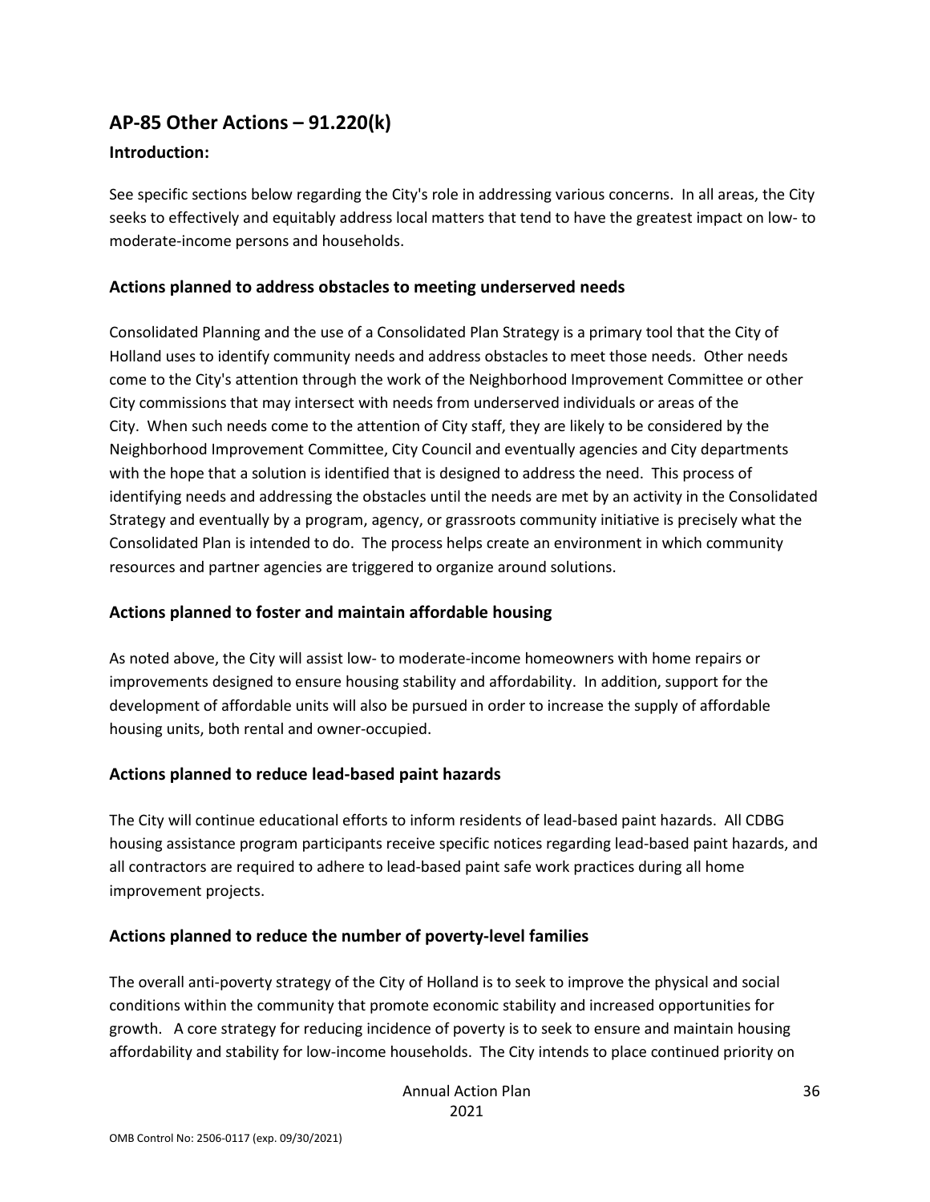## AP-85 Other Actions – 91.220(k)

### Introduction:

See specific sections below regarding the City's role in addressing various concerns. In all areas, the City seeks to effectively and equitably address local matters that tend to have the greatest impact on low- to moderate-income persons and households.

### Actions planned to address obstacles to meeting underserved needs

Consolidated Planning and the use of a Consolidated Plan Strategy is a primary tool that the City of Holland uses to identify community needs and address obstacles to meet those needs. Other needs come to the City's attention through the work of the Neighborhood Improvement Committee or other City commissions that may intersect with needs from underserved individuals or areas of the City. When such needs come to the attention of City staff, they are likely to be considered by the Neighborhood Improvement Committee, City Council and eventually agencies and City departments with the hope that a solution is identified that is designed to address the need. This process of identifying needs and addressing the obstacles until the needs are met by an activity in the Consolidated Strategy and eventually by a program, agency, or grassroots community initiative is precisely what the Consolidated Plan is intended to do. The process helps create an environment in which community resources and partner agencies are triggered to organize around solutions.

### Actions planned to foster and maintain affordable housing

As noted above, the City will assist low- to moderate-income homeowners with home repairs or improvements designed to ensure housing stability and affordability. In addition, support for the development of affordable units will also be pursued in order to increase the supply of affordable housing units, both rental and owner-occupied.

### Actions planned to reduce lead-based paint hazards

The City will continue educational efforts to inform residents of lead-based paint hazards. All CDBG housing assistance program participants receive specific notices regarding lead-based paint hazards, and all contractors are required to adhere to lead-based paint safe work practices during all home improvement projects.

### Actions planned to reduce the number of poverty-level families

The overall anti-poverty strategy of the City of Holland is to seek to improve the physical and social conditions within the community that promote economic stability and increased opportunities for growth. A core strategy for reducing incidence of poverty is to seek to ensure and maintain housing affordability and stability for low-income households. The City intends to place continued priority on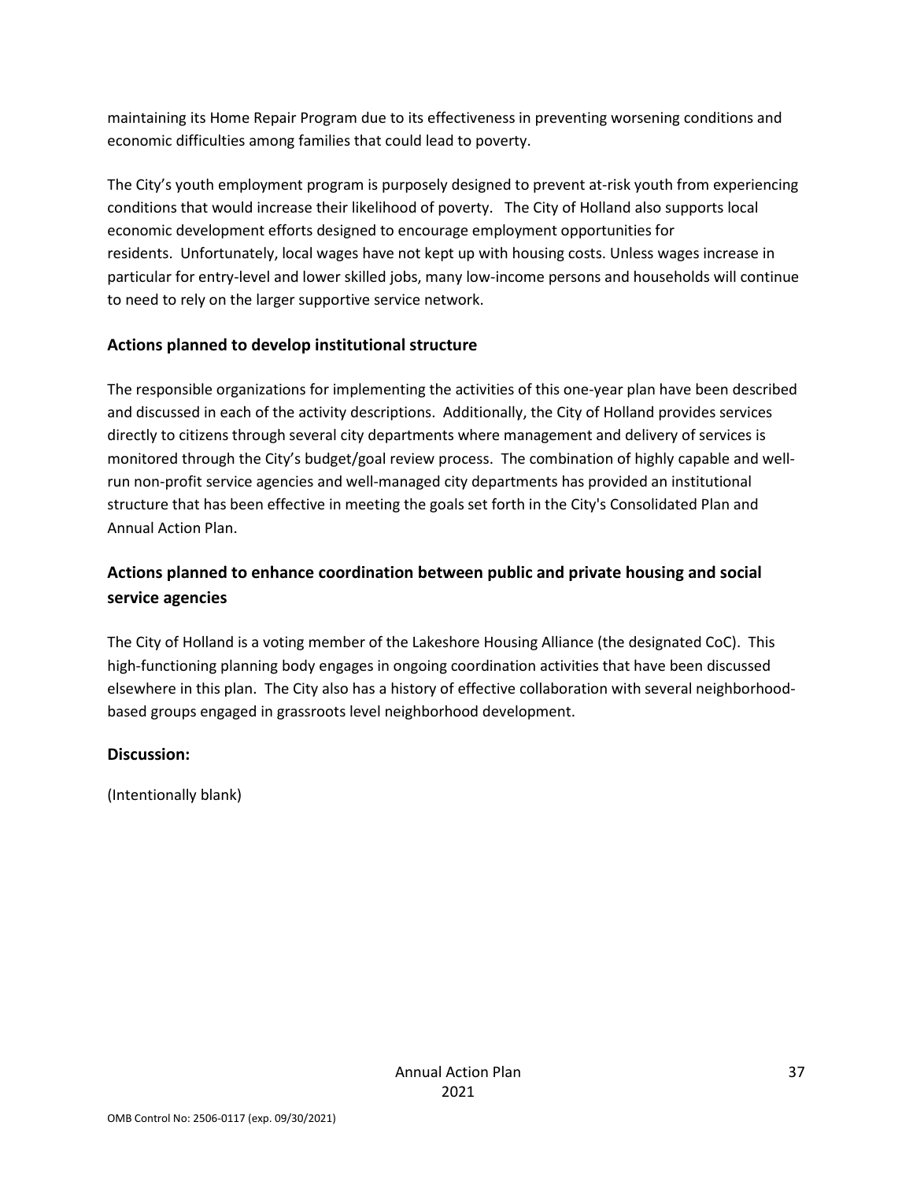maintaining its Home Repair Program due to its effectiveness in preventing worsening conditions and economic difficulties among families that could lead to poverty.

The City's youth employment program is purposely designed to prevent at-risk youth from experiencing conditions that would increase their likelihood of poverty. The City of Holland also supports local economic development efforts designed to encourage employment opportunities for residents. Unfortunately, local wages have not kept up with housing costs. Unless wages increase in particular for entry-level and lower skilled jobs, many low-income persons and households will continue to need to rely on the larger supportive service network.

## Actions planned to develop institutional structure

The responsible organizations for implementing the activities of this one-year plan have been described and discussed in each of the activity descriptions. Additionally, the City of Holland provides services directly to citizens through several city departments where management and delivery of services is monitored through the City's budget/goal review process. The combination of highly capable and well-run non-profit service agencies and well-managed city departments has provided an institutional structure that has been effective in meeting the goals set forth in the City's Consolidated Plan and Annual Action Plan.

## Actions planned to enhance coordination between public and private housing and social service agencies

The City of Holland is a voting member of the Lakeshore Housing Alliance (the designated CoC). This high-functioning planning body engages in ongoing coordination activities that have been discussed elsewhere in this plan. The City also has a history of effective collaboration with several neighborhood-based groups engaged in grassroots level neighborhood development.

## Discussion:

(Intentionally blank)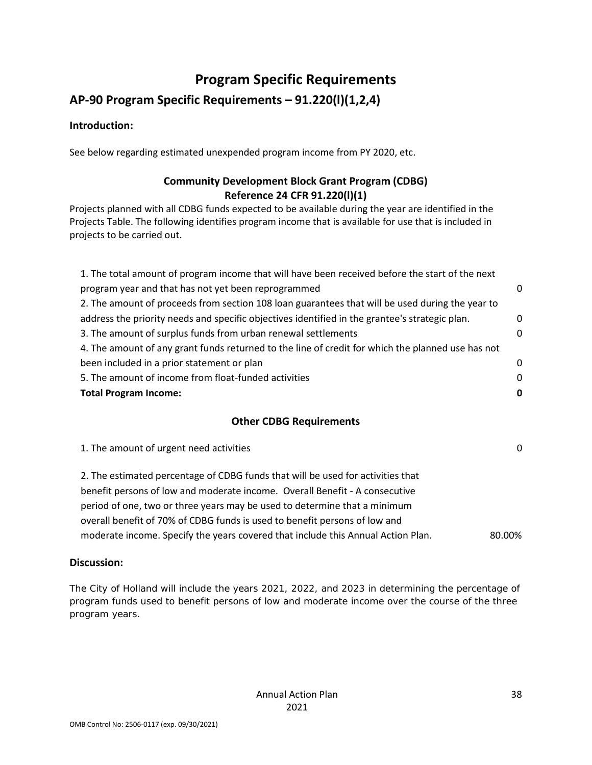# Program Specific Requirements

## AP-90 Program Specific Requirements – 91.220(l)(1,2,4)

### Introduction:

See below regarding estimated unexpended program income from PY 2020, etc.

**Community Development Block Grant Program (CDBG)**
**Reference 24 CFR 91.220(l)(1)**

Projects planned with all CDBG funds expected to be available during the year are identified in the Projects Table. The following identifies program income that is available for use that is included in projects to be carried out.

| | |
|---|---|
| 1. The total amount of program income that will have been received before the start of the next program year and that has not yet been reprogrammed | 0 |
| 2. The amount of proceeds from section 108 loan guarantees that will be used during the year to address the priority needs and specific objectives identified in the grantee's strategic plan. | 0 |
| 3. The amount of surplus funds from urban renewal settlements | 0 |
| 4. The amount of any grant funds returned to the line of credit for which the planned use has not been included in a prior statement or plan | 0 |
| 5. The amount of income from float-funded activities | 0 |
| **Total Program Income:** | **0** |

**Other CDBG Requirements**

| | |
|---|---|
| 1. The amount of urgent need activities | 0 |
| 2. The estimated percentage of CDBG funds that will be used for activities that benefit persons of low and moderate income. Overall Benefit - A consecutive period of one, two or three years may be used to determine that a minimum overall benefit of 70% of CDBG funds is used to benefit persons of low and moderate income. Specify the years covered that include this Annual Action Plan. | 80.00% |

### Discussion:

The City of Holland will include the years 2021, 2022, and 2023 in determining the percentage of program funds used to benefit persons of low and moderate income over the course of the three program years.